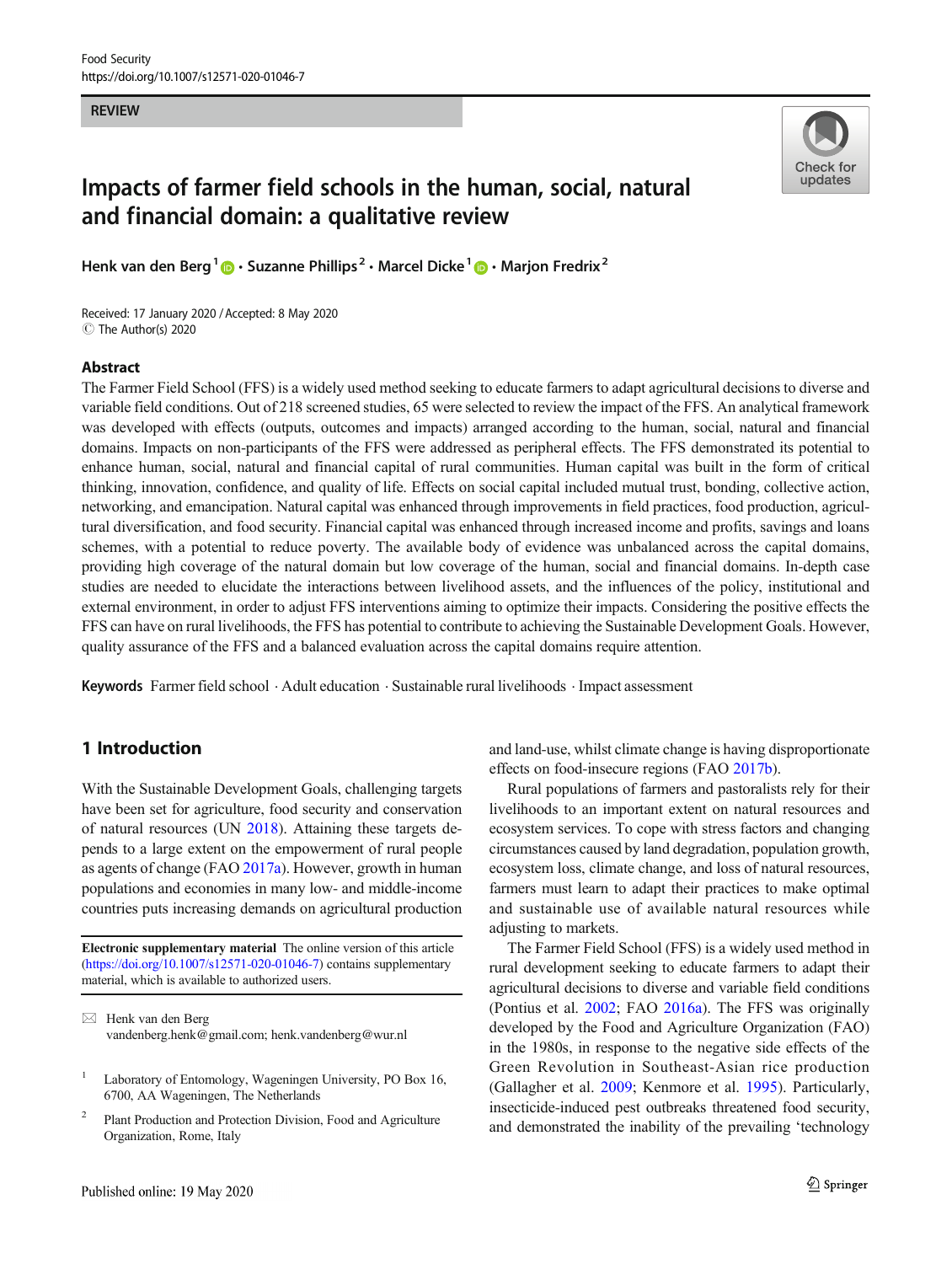REVIEW

# Impacts of farmer field schools in the human, social, natural and financial domain: a qualitative review

Henk van den Berg[1] · Suzanne Phillips[2] · Marcel Dicke[1] · Marjon Fredrix[2]

Received: 17 January 2020 / Accepted: 8 May 2020
© The Author(s) 2020

## Abstract

The Farmer Field School (FFS) is a widely used method seeking to educate farmers to adapt agricultural decisions to diverse and variable field conditions. Out of 218 screened studies, 65 were selected to review the impact of the FFS. An analytical framework was developed with effects (outputs, outcomes and impacts) arranged according to the human, social, natural and financial domains. Impacts on non-participants of the FFS were addressed as peripheral effects. The FFS demonstrated its potential to enhance human, social, natural and financial capital of rural communities. Human capital was built in the form of critical thinking, innovation, confidence, and quality of life. Effects on social capital included mutual trust, bonding, collective action, networking, and emancipation. Natural capital was enhanced through improvements in field practices, food production, agricultural diversification, and food security. Financial capital was enhanced through increased income and profits, savings and loans schemes, with a potential to reduce poverty. The available body of evidence was unbalanced across the capital domains, providing high coverage of the natural domain but low coverage of the human, social and financial domains. In-depth case studies are needed to elucidate the interactions between livelihood assets, and the influences of the policy, institutional and external environment, in order to adjust FFS interventions aiming to optimize their impacts. Considering the positive effects the FFS can have on rural livelihoods, the FFS has potential to contribute to achieving the Sustainable Development Goals. However, quality assurance of the FFS and a balanced evaluation across the capital domains require attention.

**Keywords** Farmer field school · Adult education · Sustainable rural livelihoods · Impact assessment

## 1 Introduction

With the Sustainable Development Goals, challenging targets have been set for agriculture, food security and conservation of natural resources (UN 2018). Attaining these targets depends to a large extent on the empowerment of rural people as agents of change (FAO 2017a). However, growth in human populations and economies in many low- and middle-income countries puts increasing demands on agricultural production and land-use, whilst climate change is having disproportionate effects on food-insecure regions (FAO 2017b).

Rural populations of farmers and pastoralists rely for their livelihoods to an important extent on natural resources and ecosystem services. To cope with stress factors and changing circumstances caused by land degradation, population growth, ecosystem loss, climate change, and loss of natural resources, farmers must learn to adapt their practices to make optimal and sustainable use of available natural resources while adjusting to markets.

The Farmer Field School (FFS) is a widely used method in rural development seeking to educate farmers to adapt their agricultural decisions to diverse and variable field conditions (Pontius et al. 2002; FAO 2016a). The FFS was originally developed by the Food and Agriculture Organization (FAO) in the 1980s, in response to the negative side effects of the Green Revolution in Southeast-Asian rice production (Gallagher et al. 2009; Kenmore et al. 1995). Particularly, insecticide-induced pest outbreaks threatened food security, and demonstrated the inability of the prevailing 'technology

---

**Electronic supplementary material** The online version of this article (https://doi.org/10.1007/s12571-020-01046-7) contains supplementary material, which is available to authorized users.

✉ Henk van den Berg
vandenberg.henk@gmail.com; henk.vandenberg@wur.nl

[1] Laboratory of Entomology, Wageningen University, PO Box 16, 6700, AA Wageningen, The Netherlands

[2] Plant Production and Protection Division, Food and Agriculture Organization, Rome, Italy

Published online: 19 May 2020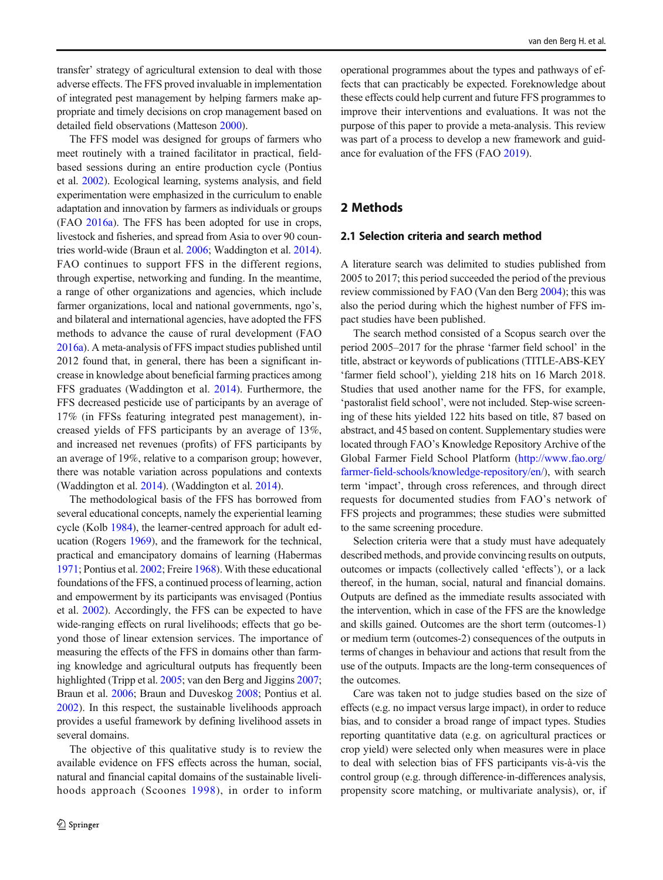transfer' strategy of agricultural extension to deal with those adverse effects. The FFS proved invaluable in implementation of integrated pest management by helping farmers make appropriate and timely decisions on crop management based on detailed field observations (Matteson 2000).

The FFS model was designed for groups of farmers who meet routinely with a trained facilitator in practical, field-based sessions during an entire production cycle (Pontius et al. 2002). Ecological learning, systems analysis, and field experimentation were emphasized in the curriculum to enable adaptation and innovation by farmers as individuals or groups (FAO 2016a). The FFS has been adopted for use in crops, livestock and fisheries, and spread from Asia to over 90 countries world-wide (Braun et al. 2006; Waddington et al. 2014). FAO continues to support FFS in the different regions, through expertise, networking and funding. In the meantime, a range of other organizations and agencies, which include farmer organizations, local and national governments, ngo's, and bilateral and international agencies, have adopted the FFS methods to advance the cause of rural development (FAO 2016a). A meta-analysis of FFS impact studies published until 2012 found that, in general, there has been a significant increase in knowledge about beneficial farming practices among FFS graduates (Waddington et al. 2014). Furthermore, the FFS decreased pesticide use of participants by an average of 17% (in FFSs featuring integrated pest management), increased yields of FFS participants by an average of 13%, and increased net revenues (profits) of FFS participants by an average of 19%, relative to a comparison group; however, there was notable variation across populations and contexts (Waddington et al. 2014). (Waddington et al. 2014).

The methodological basis of the FFS has borrowed from several educational concepts, namely the experiential learning cycle (Kolb 1984), the learner-centred approach for adult education (Rogers 1969), and the framework for the technical, practical and emancipatory domains of learning (Habermas 1971; Pontius et al. 2002; Freire 1968). With these educational foundations of the FFS, a continued process of learning, action and empowerment by its participants was envisaged (Pontius et al. 2002). Accordingly, the FFS can be expected to have wide-ranging effects on rural livelihoods; effects that go beyond those of linear extension services. The importance of measuring the effects of the FFS in domains other than farming knowledge and agricultural outputs has frequently been highlighted (Tripp et al. 2005; van den Berg and Jiggins 2007; Braun et al. 2006; Braun and Duveskog 2008; Pontius et al. 2002). In this respect, the sustainable livelihoods approach provides a useful framework by defining livelihood assets in several domains.

The objective of this qualitative study is to review the available evidence on FFS effects across the human, social, natural and financial capital domains of the sustainable livelihoods approach (Scoones 1998), in order to inform operational programmes about the types and pathways of effects that can practicably be expected. Foreknowledge about these effects could help current and future FFS programmes to improve their interventions and evaluations. It was not the purpose of this paper to provide a meta-analysis. This review was part of a process to develop a new framework and guidance for evaluation of the FFS (FAO 2019).

## 2 Methods

### 2.1 Selection criteria and search method

A literature search was delimited to studies published from 2005 to 2017; this period succeeded the period of the previous review commissioned by FAO (Van den Berg 2004); this was also the period during which the highest number of FFS impact studies have been published.

The search method consisted of a Scopus search over the period 2005–2017 for the phrase 'farmer field school' in the title, abstract or keywords of publications (TITLE-ABS-KEY 'farmer field school'), yielding 218 hits on 16 March 2018. Studies that used another name for the FFS, for example, 'pastoralist field school', were not included. Step-wise screening of these hits yielded 122 hits based on title, 87 based on abstract, and 45 based on content. Supplementary studies were located through FAO's Knowledge Repository Archive of the Global Farmer Field School Platform (http://www.fao.org/farmer-field-schools/knowledge-repository/en/), with search term 'impact', through cross references, and through direct requests for documented studies from FAO's network of FFS projects and programmes; these studies were submitted to the same screening procedure.

Selection criteria were that a study must have adequately described methods, and provide convincing results on outputs, outcomes or impacts (collectively called 'effects'), or a lack thereof, in the human, social, natural and financial domains. Outputs are defined as the immediate results associated with the intervention, which in case of the FFS are the knowledge and skills gained. Outcomes are the short term (outcomes-1) or medium term (outcomes-2) consequences of the outputs in terms of changes in behaviour and actions that result from the use of the outputs. Impacts are the long-term consequences of the outcomes.

Care was taken not to judge studies based on the size of effects (e.g. no impact versus large impact), in order to reduce bias, and to consider a broad range of impact types. Studies reporting quantitative data (e.g. on agricultural practices or crop yield) were selected only when measures were in place to deal with selection bias of FFS participants vis-à-vis the control group (e.g. through difference-in-differences analysis, propensity score matching, or multivariate analysis), or, if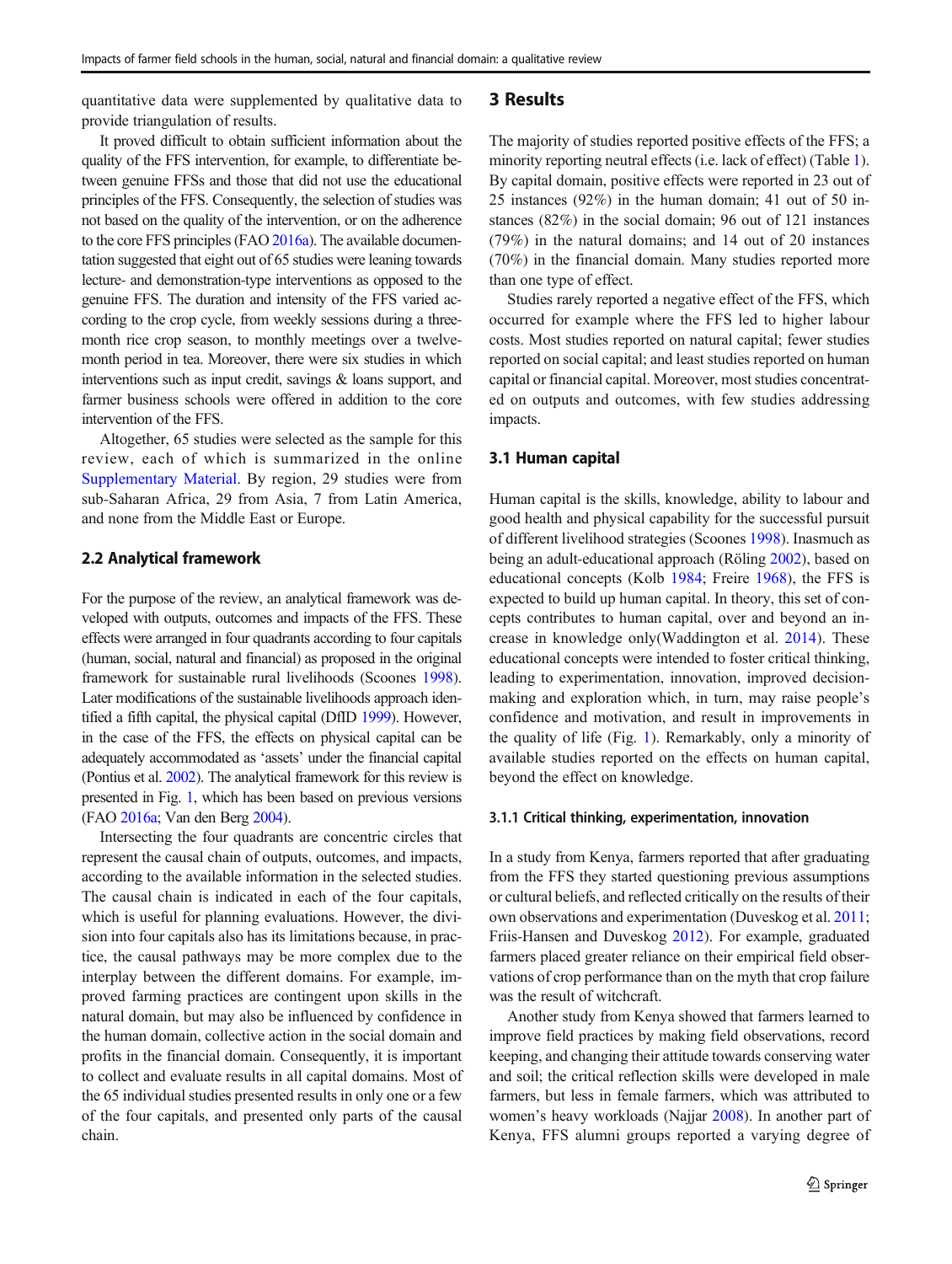quantitative data were supplemented by qualitative data to provide triangulation of results.

It proved difficult to obtain sufficient information about the quality of the FFS intervention, for example, to differentiate between genuine FFSs and those that did not use the educational principles of the FFS. Consequently, the selection of studies was not based on the quality of the intervention, or on the adherence to the core FFS principles (FAO 2016a). The available documentation suggested that eight out of 65 studies were leaning towards lecture- and demonstration-type interventions as opposed to the genuine FFS. The duration and intensity of the FFS varied according to the crop cycle, from weekly sessions during a three-month rice crop season, to monthly meetings over a twelve-month period in tea. Moreover, there were six studies in which interventions such as input credit, savings & loans support, and farmer business schools were offered in addition to the core intervention of the FFS.

Altogether, 65 studies were selected as the sample for this review, each of which is summarized in the online Supplementary Material. By region, 29 studies were from sub-Saharan Africa, 29 from Asia, 7 from Latin America, and none from the Middle East or Europe.

### 2.2 Analytical framework

For the purpose of the review, an analytical framework was developed with outputs, outcomes and impacts of the FFS. These effects were arranged in four quadrants according to four capitals (human, social, natural and financial) as proposed in the original framework for sustainable rural livelihoods (Scoones 1998). Later modifications of the sustainable livelihoods approach identified a fifth capital, the physical capital (DfID 1999). However, in the case of the FFS, the effects on physical capital can be adequately accommodated as 'assets' under the financial capital (Pontius et al. 2002). The analytical framework for this review is presented in Fig. 1, which has been based on previous versions (FAO 2016a; Van den Berg 2004).

Intersecting the four quadrants are concentric circles that represent the causal chain of outputs, outcomes, and impacts, according to the available information in the selected studies. The causal chain is indicated in each of the four capitals, which is useful for planning evaluations. However, the division into four capitals also has its limitations because, in practice, the causal pathways may be more complex due to the interplay between the different domains. For example, improved farming practices are contingent upon skills in the natural domain, but may also be influenced by confidence in the human domain, collective action in the social domain and profits in the financial domain. Consequently, it is important to collect and evaluate results in all capital domains. Most of the 65 individual studies presented results in only one or a few of the four capitals, and presented only parts of the causal chain.

## 3 Results

The majority of studies reported positive effects of the FFS; a minority reporting neutral effects (i.e. lack of effect) (Table 1). By capital domain, positive effects were reported in 23 out of 25 instances (92%) in the human domain; 41 out of 50 instances (82%) in the social domain; 96 out of 121 instances (79%) in the natural domains; and 14 out of 20 instances (70%) in the financial domain. Many studies reported more than one type of effect.

Studies rarely reported a negative effect of the FFS, which occurred for example where the FFS led to higher labour costs. Most studies reported on natural capital; fewer studies reported on social capital; and least studies reported on human capital or financial capital. Moreover, most studies concentrated on outputs and outcomes, with few studies addressing impacts.

### 3.1 Human capital

Human capital is the skills, knowledge, ability to labour and good health and physical capability for the successful pursuit of different livelihood strategies (Scoones 1998). Inasmuch as being an adult-educational approach (Röling 2002), based on educational concepts (Kolb 1984; Freire 1968), the FFS is expected to build up human capital. In theory, this set of concepts contributes to human capital, over and beyond an increase in knowledge only(Waddington et al. 2014). These educational concepts were intended to foster critical thinking, leading to experimentation, innovation, improved decision-making and exploration which, in turn, may raise people's confidence and motivation, and result in improvements in the quality of life (Fig. 1). Remarkably, only a minority of available studies reported on the effects on human capital, beyond the effect on knowledge.

#### 3.1.1 Critical thinking, experimentation, innovation

In a study from Kenya, farmers reported that after graduating from the FFS they started questioning previous assumptions or cultural beliefs, and reflected critically on the results of their own observations and experimentation (Duveskog et al. 2011; Friis-Hansen and Duveskog 2012). For example, graduated farmers placed greater reliance on their empirical field observations of crop performance than on the myth that crop failure was the result of witchcraft.

Another study from Kenya showed that farmers learned to improve field practices by making field observations, record keeping, and changing their attitude towards conserving water and soil; the critical reflection skills were developed in male farmers, but less in female farmers, which was attributed to women's heavy workloads (Najjar 2008). In another part of Kenya, FFS alumni groups reported a varying degree of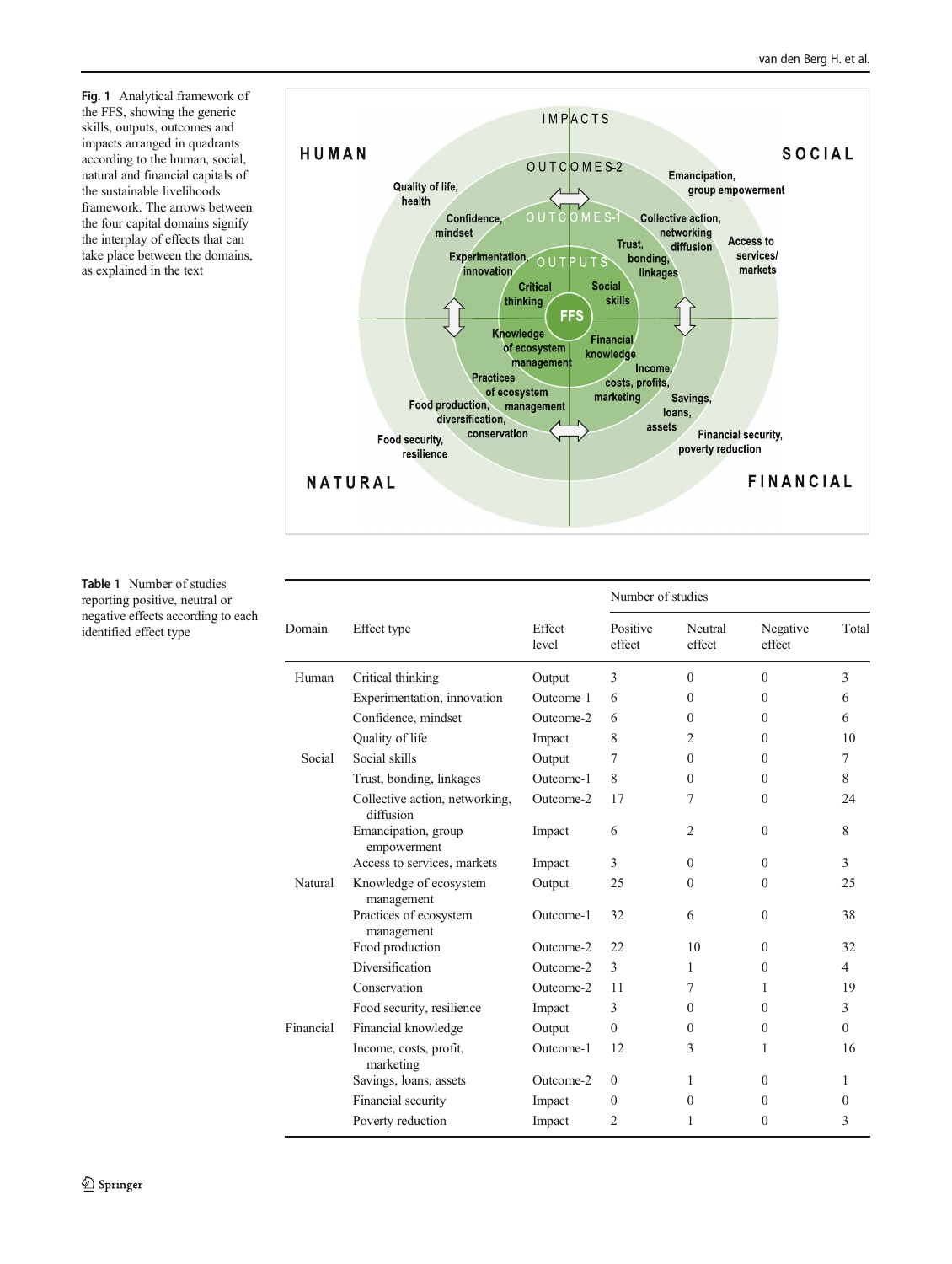**Fig. 1** Analytical framework of the FFS, showing the generic skills, outputs, outcomes and impacts arranged in quadrants according to the human, social, natural and financial capitals of the sustainable livelihoods framework. The arrows between the four capital domains signify the interplay of effects that can take place between the domains, as explained in the text

**Table 1** Number of studies reporting positive, neutral or negative effects according to each identified effect type

| Domain | Effect type | Effect level | Number of studies | | | |
|---|---|---|---|---|---|---|
| | | | Positive effect | Neutral effect | Negative effect | Total |
| Human | Critical thinking | Output | 3 | 0 | 0 | 3 |
| | Experimentation, innovation | Outcome-1 | 6 | 0 | 0 | 6 |
| | Confidence, mindset | Outcome-2 | 6 | 0 | 0 | 6 |
| | Quality of life | Impact | 8 | 2 | 0 | 10 |
| Social | Social skills | Output | 7 | 0 | 0 | 7 |
| | Trust, bonding, linkages | Outcome-1 | 8 | 0 | 0 | 8 |
| | Collective action, networking, diffusion | Outcome-2 | 17 | 7 | 0 | 24 |
| | Emancipation, group empowerment | Impact | 6 | 2 | 0 | 8 |
| | Access to services, markets | Impact | 3 | 0 | 0 | 3 |
| Natural | Knowledge of ecosystem management | Output | 25 | 0 | 0 | 25 |
| | Practices of ecosystem management | Outcome-1 | 32 | 6 | 0 | 38 |
| | Food production | Outcome-2 | 22 | 10 | 0 | 32 |
| | Diversification | Outcome-2 | 3 | 1 | 0 | 4 |
| | Conservation | Outcome-2 | 11 | 7 | 1 | 19 |
| | Food security, resilience | Impact | 3 | 0 | 0 | 3 |
| Financial | Financial knowledge | Output | 0 | 0 | 0 | 0 |
| | Income, costs, profit, marketing | Outcome-1 | 12 | 3 | 1 | 16 |
| | Savings, loans, assets | Outcome-2 | 0 | 1 | 0 | 1 |
| | Financial security | Impact | 0 | 0 | 0 | 0 |
| | Poverty reduction | Impact | 2 | 1 | 0 | 3 |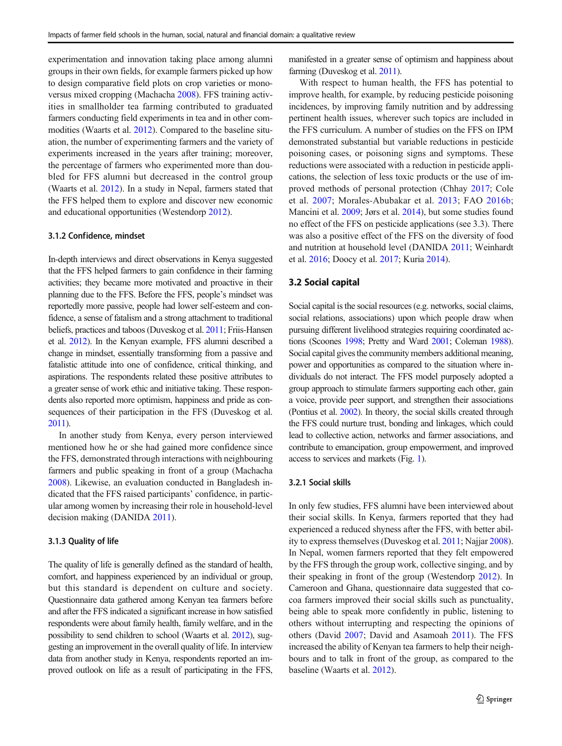experimentation and innovation taking place among alumni groups in their own fields, for example farmers picked up how to design comparative field plots on crop varieties or mono-versus mixed cropping (Machacha 2008). FFS training activities in smallholder tea farming contributed to graduated farmers conducting field experiments in tea and in other commodities (Waarts et al. 2012). Compared to the baseline situation, the number of experimenting farmers and the variety of experiments increased in the years after training; moreover, the percentage of farmers who experimented more than doubled for FFS alumni but decreased in the control group (Waarts et al. 2012). In a study in Nepal, farmers stated that the FFS helped them to explore and discover new economic and educational opportunities (Westendorp 2012).

### 3.1.2 Confidence, mindset

In-depth interviews and direct observations in Kenya suggested that the FFS helped farmers to gain confidence in their farming activities; they became more motivated and proactive in their planning due to the FFS. Before the FFS, people's mindset was reportedly more passive, people had lower self-esteem and confidence, a sense of fatalism and a strong attachment to traditional beliefs, practices and taboos (Duveskog et al. 2011; Friis-Hansen et al. 2012). In the Kenyan example, FFS alumni described a change in mindset, essentially transforming from a passive and fatalistic attitude into one of confidence, critical thinking, and aspirations. The respondents related these positive attributes to a greater sense of work ethic and initiative taking. These respondents also reported more optimism, happiness and pride as consequences of their participation in the FFS (Duveskog et al. 2011).

In another study from Kenya, every person interviewed mentioned how he or she had gained more confidence since the FFS, demonstrated through interactions with neighbouring farmers and public speaking in front of a group (Machacha 2008). Likewise, an evaluation conducted in Bangladesh indicated that the FFS raised participants' confidence, in particular among women by increasing their role in household-level decision making (DANIDA 2011).

### 3.1.3 Quality of life

The quality of life is generally defined as the standard of health, comfort, and happiness experienced by an individual or group, but this standard is dependent on culture and society. Questionnaire data gathered among Kenyan tea farmers before and after the FFS indicated a significant increase in how satisfied respondents were about family health, family welfare, and in the possibility to send children to school (Waarts et al. 2012), suggesting an improvement in the overall quality of life. In interview data from another study in Kenya, respondents reported an improved outlook on life as a result of participating in the FFS, manifested in a greater sense of optimism and happiness about farming (Duveskog et al. 2011).

With respect to human health, the FFS has potential to improve health, for example, by reducing pesticide poisoning incidences, by improving family nutrition and by addressing pertinent health issues, wherever such topics are included in the FFS curriculum. A number of studies on the FFS on IPM demonstrated substantial but variable reductions in pesticide poisoning cases, or poisoning signs and symptoms. These reductions were associated with a reduction in pesticide applications, the selection of less toxic products or the use of improved methods of personal protection (Chhay 2017; Cole et al. 2007; Morales-Abubakar et al. 2013; FAO 2016b; Mancini et al. 2009; Jørs et al. 2014), but some studies found no effect of the FFS on pesticide applications (see 3.3). There was also a positive effect of the FFS on the diversity of food and nutrition at household level (DANIDA 2011; Weinhardt et al. 2016; Doocy et al. 2017; Kuria 2014).

## 3.2 Social capital

Social capital is the social resources (e.g. networks, social claims, social relations, associations) upon which people draw when pursuing different livelihood strategies requiring coordinated actions (Scoones 1998; Pretty and Ward 2001; Coleman 1988). Social capital gives the community members additional meaning, power and opportunities as compared to the situation where individuals do not interact. The FFS model purposely adopted a group approach to stimulate farmers supporting each other, gain a voice, provide peer support, and strengthen their associations (Pontius et al. 2002). In theory, the social skills created through the FFS could nurture trust, bonding and linkages, which could lead to collective action, networks and farmer associations, and contribute to emancipation, group empowerment, and improved access to services and markets (Fig. 1).

### 3.2.1 Social skills

In only few studies, FFS alumni have been interviewed about their social skills. In Kenya, farmers reported that they had experienced a reduced shyness after the FFS, with better ability to express themselves (Duveskog et al. 2011; Najjar 2008). In Nepal, women farmers reported that they felt empowered by the FFS through the group work, collective singing, and by their speaking in front of the group (Westendorp 2012). In Cameroon and Ghana, questionnaire data suggested that cocoa farmers improved their social skills such as punctuality, being able to speak more confidently in public, listening to others without interrupting and respecting the opinions of others (David 2007; David and Asamoah 2011). The FFS increased the ability of Kenyan tea farmers to help their neighbours and to talk in front of the group, as compared to the baseline (Waarts et al. 2012).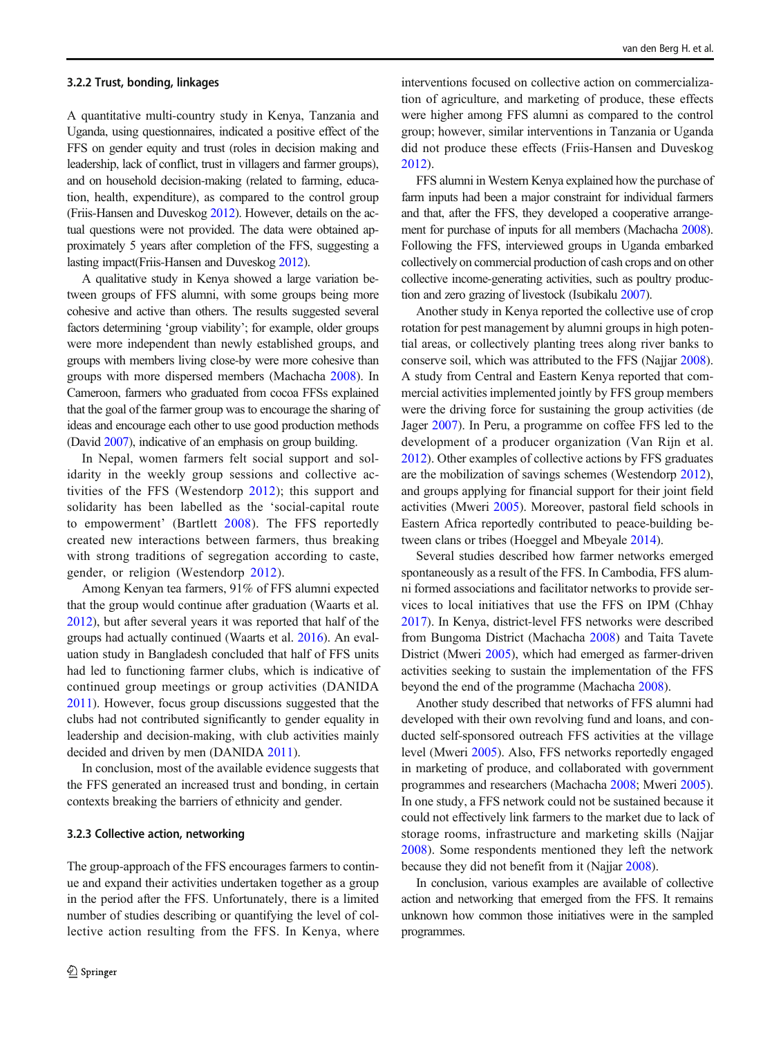### 3.2.2 Trust, bonding, linkages

A quantitative multi-country study in Kenya, Tanzania and Uganda, using questionnaires, indicated a positive effect of the FFS on gender equity and trust (roles in decision making and leadership, lack of conflict, trust in villagers and farmer groups), and on household decision-making (related to farming, education, health, expenditure), as compared to the control group (Friis-Hansen and Duveskog 2012). However, details on the actual questions were not provided. The data were obtained approximately 5 years after completion of the FFS, suggesting a lasting impact(Friis-Hansen and Duveskog 2012).

A qualitative study in Kenya showed a large variation between groups of FFS alumni, with some groups being more cohesive and active than others. The results suggested several factors determining 'group viability'; for example, older groups were more independent than newly established groups, and groups with members living close-by were more cohesive than groups with more dispersed members (Machacha 2008). In Cameroon, farmers who graduated from cocoa FFSs explained that the goal of the farmer group was to encourage the sharing of ideas and encourage each other to use good production methods (David 2007), indicative of an emphasis on group building.

In Nepal, women farmers felt social support and solidarity in the weekly group sessions and collective activities of the FFS (Westendorp 2012); this support and solidarity has been labelled as the 'social-capital route to empowerment' (Bartlett 2008). The FFS reportedly created new interactions between farmers, thus breaking with strong traditions of segregation according to caste, gender, or religion (Westendorp 2012).

Among Kenyan tea farmers, 91% of FFS alumni expected that the group would continue after graduation (Waarts et al. 2012), but after several years it was reported that half of the groups had actually continued (Waarts et al. 2016). An evaluation study in Bangladesh concluded that half of FFS units had led to functioning farmer clubs, which is indicative of continued group meetings or group activities (DANIDA 2011). However, focus group discussions suggested that the clubs had not contributed significantly to gender equality in leadership and decision-making, with club activities mainly decided and driven by men (DANIDA 2011).

In conclusion, most of the available evidence suggests that the FFS generated an increased trust and bonding, in certain contexts breaking the barriers of ethnicity and gender.

### 3.2.3 Collective action, networking

The group-approach of the FFS encourages farmers to continue and expand their activities undertaken together as a group in the period after the FFS. Unfortunately, there is a limited number of studies describing or quantifying the level of collective action resulting from the FFS. In Kenya, where interventions focused on collective action on commercialization of agriculture, and marketing of produce, these effects were higher among FFS alumni as compared to the control group; however, similar interventions in Tanzania or Uganda did not produce these effects (Friis-Hansen and Duveskog 2012).

FFS alumni in Western Kenya explained how the purchase of farm inputs had been a major constraint for individual farmers and that, after the FFS, they developed a cooperative arrangement for purchase of inputs for all members (Machacha 2008). Following the FFS, interviewed groups in Uganda embarked collectively on commercial production of cash crops and on other collective income-generating activities, such as poultry production and zero grazing of livestock (Isubikalu 2007).

Another study in Kenya reported the collective use of crop rotation for pest management by alumni groups in high potential areas, or collectively planting trees along river banks to conserve soil, which was attributed to the FFS (Najjar 2008). A study from Central and Eastern Kenya reported that commercial activities implemented jointly by FFS group members were the driving force for sustaining the group activities (de Jager 2007). In Peru, a programme on coffee FFS led to the development of a producer organization (Van Rijn et al. 2012). Other examples of collective actions by FFS graduates are the mobilization of savings schemes (Westendorp 2012), and groups applying for financial support for their joint field activities (Mweri 2005). Moreover, pastoral field schools in Eastern Africa reportedly contributed to peace-building between clans or tribes (Hoeggel and Mbeyale 2014).

Several studies described how farmer networks emerged spontaneously as a result of the FFS. In Cambodia, FFS alumni formed associations and facilitator networks to provide services to local initiatives that use the FFS on IPM (Chhay 2017). In Kenya, district-level FFS networks were described from Bungoma District (Machacha 2008) and Taita Tavete District (Mweri 2005), which had emerged as farmer-driven activities seeking to sustain the implementation of the FFS beyond the end of the programme (Machacha 2008).

Another study described that networks of FFS alumni had developed with their own revolving fund and loans, and conducted self-sponsored outreach FFS activities at the village level (Mweri 2005). Also, FFS networks reportedly engaged in marketing of produce, and collaborated with government programmes and researchers (Machacha 2008; Mweri 2005). In one study, a FFS network could not be sustained because it could not effectively link farmers to the market due to lack of storage rooms, infrastructure and marketing skills (Najjar 2008). Some respondents mentioned they left the network because they did not benefit from it (Najjar 2008).

In conclusion, various examples are available of collective action and networking that emerged from the FFS. It remains unknown how common those initiatives were in the sampled programmes.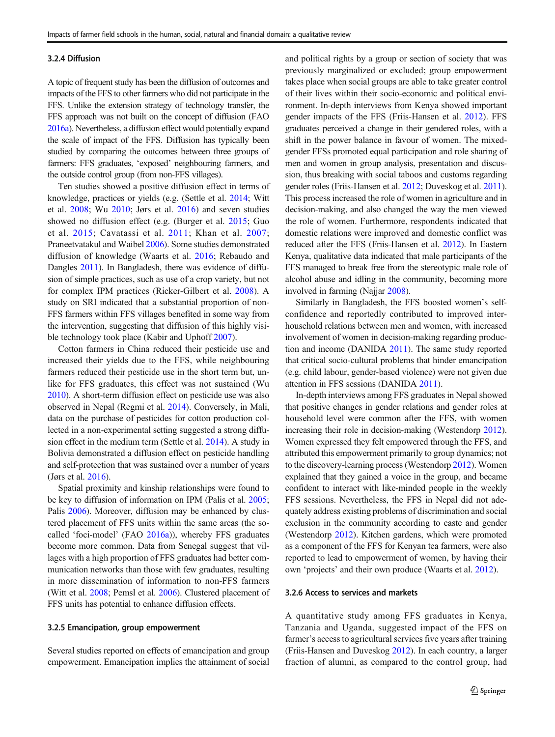### 3.2.4 Diffusion

A topic of frequent study has been the diffusion of outcomes and impacts of the FFS to other farmers who did not participate in the FFS. Unlike the extension strategy of technology transfer, the FFS approach was not built on the concept of diffusion (FAO 2016a). Nevertheless, a diffusion effect would potentially expand the scale of impact of the FFS. Diffusion has typically been studied by comparing the outcomes between three groups of farmers: FFS graduates, 'exposed' neighbouring farmers, and the outside control group (from non-FFS villages).

Ten studies showed a positive diffusion effect in terms of knowledge, practices or yields (e.g. (Settle et al. 2014; Witt et al. 2008; Wu 2010; Jørs et al. 2016) and seven studies showed no diffusion effect (e.g. (Burger et al. 2015; Guo et al. 2015; Cavatassi et al. 2011; Khan et al. 2007; Praneetvatakul and Waibel 2006). Some studies demonstrated diffusion of knowledge (Waarts et al. 2016; Rebaudo and Dangles 2011). In Bangladesh, there was evidence of diffusion of simple practices, such as use of a crop variety, but not for complex IPM practices (Ricker-Gilbert et al. 2008). A study on SRI indicated that a substantial proportion of non-FFS farmers within FFS villages benefited in some way from the intervention, suggesting that diffusion of this highly visible technology took place (Kabir and Uphoff 2007).

Cotton farmers in China reduced their pesticide use and increased their yields due to the FFS, while neighbouring farmers reduced their pesticide use in the short term but, unlike for FFS graduates, this effect was not sustained (Wu 2010). A short-term diffusion effect on pesticide use was also observed in Nepal (Regmi et al. 2014). Conversely, in Mali, data on the purchase of pesticides for cotton production collected in a non-experimental setting suggested a strong diffusion effect in the medium term (Settle et al. 2014). A study in Bolivia demonstrated a diffusion effect on pesticide handling and self-protection that was sustained over a number of years (Jørs et al. 2016).

Spatial proximity and kinship relationships were found to be key to diffusion of information on IPM (Palis et al. 2005; Palis 2006). Moreover, diffusion may be enhanced by clustered placement of FFS units within the same areas (the so-called 'foci-model' (FAO 2016a)), whereby FFS graduates become more common. Data from Senegal suggest that villages with a high proportion of FFS graduates had better communication networks than those with few graduates, resulting in more dissemination of information to non-FFS farmers (Witt et al. 2008; Pemsl et al. 2006). Clustered placement of FFS units has potential to enhance diffusion effects.

### 3.2.5 Emancipation, group empowerment

Several studies reported on effects of emancipation and group empowerment. Emancipation implies the attainment of social and political rights by a group or section of society that was previously marginalized or excluded; group empowerment takes place when social groups are able to take greater control of their lives within their socio-economic and political environment. In-depth interviews from Kenya showed important gender impacts of the FFS (Friis-Hansen et al. 2012). FFS graduates perceived a change in their gendered roles, with a shift in the power balance in favour of women. The mixed-gender FFSs promoted equal participation and role sharing of men and women in group analysis, presentation and discussion, thus breaking with social taboos and customs regarding gender roles (Friis-Hansen et al. 2012; Duveskog et al. 2011). This process increased the role of women in agriculture and in decision-making, and also changed the way the men viewed the role of women. Furthermore, respondents indicated that domestic relations were improved and domestic conflict was reduced after the FFS (Friis-Hansen et al. 2012). In Eastern Kenya, qualitative data indicated that male participants of the FFS managed to break free from the stereotypic male role of alcohol abuse and idling in the community, becoming more involved in farming (Najjar 2008).

Similarly in Bangladesh, the FFS boosted women's self-confidence and reportedly contributed to improved inter-household relations between men and women, with increased involvement of women in decision-making regarding production and income (DANIDA 2011). The same study reported that critical socio-cultural problems that hinder emancipation (e.g. child labour, gender-based violence) were not given due attention in FFS sessions (DANIDA 2011).

In-depth interviews among FFS graduates in Nepal showed that positive changes in gender relations and gender roles at household level were common after the FFS, with women increasing their role in decision-making (Westendorp 2012). Women expressed they felt empowered through the FFS, and attributed this empowerment primarily to group dynamics; not to the discovery-learning process (Westendorp 2012). Women explained that they gained a voice in the group, and became confident to interact with like-minded people in the weekly FFS sessions. Nevertheless, the FFS in Nepal did not adequately address existing problems of discrimination and social exclusion in the community according to caste and gender (Westendorp 2012). Kitchen gardens, which were promoted as a component of the FFS for Kenyan tea farmers, were also reported to lead to empowerment of women, by having their own 'projects' and their own produce (Waarts et al. 2012).

### 3.2.6 Access to services and markets

A quantitative study among FFS graduates in Kenya, Tanzania and Uganda, suggested impact of the FFS on farmer's access to agricultural services five years after training (Friis-Hansen and Duveskog 2012). In each country, a larger fraction of alumni, as compared to the control group, had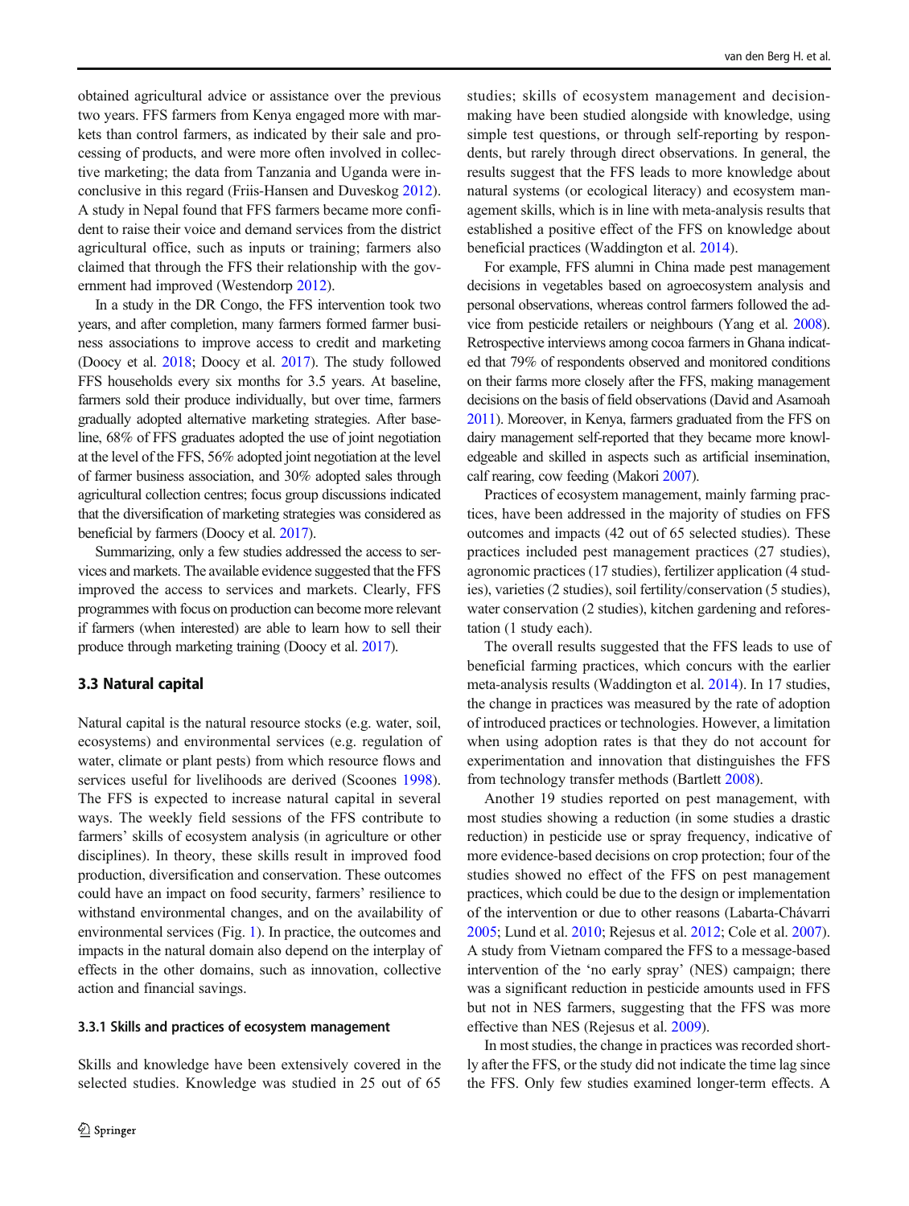obtained agricultural advice or assistance over the previous two years. FFS farmers from Kenya engaged more with markets than control farmers, as indicated by their sale and processing of products, and were more often involved in collective marketing; the data from Tanzania and Uganda were inconclusive in this regard (Friis-Hansen and Duveskog 2012). A study in Nepal found that FFS farmers became more confident to raise their voice and demand services from the district agricultural office, such as inputs or training; farmers also claimed that through the FFS their relationship with the government had improved (Westendorp 2012).

In a study in the DR Congo, the FFS intervention took two years, and after completion, many farmers formed farmer business associations to improve access to credit and marketing (Doocy et al. 2018; Doocy et al. 2017). The study followed FFS households every six months for 3.5 years. At baseline, farmers sold their produce individually, but over time, farmers gradually adopted alternative marketing strategies. After baseline, 68% of FFS graduates adopted the use of joint negotiation at the level of the FFS, 56% adopted joint negotiation at the level of farmer business association, and 30% adopted sales through agricultural collection centres; focus group discussions indicated that the diversification of marketing strategies was considered as beneficial by farmers (Doocy et al. 2017).

Summarizing, only a few studies addressed the access to services and markets. The available evidence suggested that the FFS improved the access to services and markets. Clearly, FFS programmes with focus on production can become more relevant if farmers (when interested) are able to learn how to sell their produce through marketing training (Doocy et al. 2017).

### 3.3 Natural capital

Natural capital is the natural resource stocks (e.g. water, soil, ecosystems) and environmental services (e.g. regulation of water, climate or plant pests) from which resource flows and services useful for livelihoods are derived (Scoones 1998). The FFS is expected to increase natural capital in several ways. The weekly field sessions of the FFS contribute to farmers' skills of ecosystem analysis (in agriculture or other disciplines). In theory, these skills result in improved food production, diversification and conservation. These outcomes could have an impact on food security, farmers' resilience to withstand environmental changes, and on the availability of environmental services (Fig. 1). In practice, the outcomes and impacts in the natural domain also depend on the interplay of effects in the other domains, such as innovation, collective action and financial savings.

#### 3.3.1 Skills and practices of ecosystem management

Skills and knowledge have been extensively covered in the selected studies. Knowledge was studied in 25 out of 65 studies; skills of ecosystem management and decision-making have been studied alongside with knowledge, using simple test questions, or through self-reporting by respondents, but rarely through direct observations. In general, the results suggest that the FFS leads to more knowledge about natural systems (or ecological literacy) and ecosystem management skills, which is in line with meta-analysis results that established a positive effect of the FFS on knowledge about beneficial practices (Waddington et al. 2014).

For example, FFS alumni in China made pest management decisions in vegetables based on agroecosystem analysis and personal observations, whereas control farmers followed the advice from pesticide retailers or neighbours (Yang et al. 2008). Retrospective interviews among cocoa farmers in Ghana indicated that 79% of respondents observed and monitored conditions on their farms more closely after the FFS, making management decisions on the basis of field observations (David and Asamoah 2011). Moreover, in Kenya, farmers graduated from the FFS on dairy management self-reported that they became more knowledgeable and skilled in aspects such as artificial insemination, calf rearing, cow feeding (Makori 2007).

Practices of ecosystem management, mainly farming practices, have been addressed in the majority of studies on FFS outcomes and impacts (42 out of 65 selected studies). These practices included pest management practices (27 studies), agronomic practices (17 studies), fertilizer application (4 studies), varieties (2 studies), soil fertility/conservation (5 studies), water conservation (2 studies), kitchen gardening and reforestation (1 study each).

The overall results suggested that the FFS leads to use of beneficial farming practices, which concurs with the earlier meta-analysis results (Waddington et al. 2014). In 17 studies, the change in practices was measured by the rate of adoption of introduced practices or technologies. However, a limitation when using adoption rates is that they do not account for experimentation and innovation that distinguishes the FFS from technology transfer methods (Bartlett 2008).

Another 19 studies reported on pest management, with most studies showing a reduction (in some studies a drastic reduction) in pesticide use or spray frequency, indicative of more evidence-based decisions on crop protection; four of the studies showed no effect of the FFS on pest management practices, which could be due to the design or implementation of the intervention or due to other reasons (Labarta-Chávarri 2005; Lund et al. 2010; Rejesus et al. 2012; Cole et al. 2007). A study from Vietnam compared the FFS to a message-based intervention of the 'no early spray' (NES) campaign; there was a significant reduction in pesticide amounts used in FFS but not in NES farmers, suggesting that the FFS was more effective than NES (Rejesus et al. 2009).

In most studies, the change in practices was recorded shortly after the FFS, or the study did not indicate the time lag since the FFS. Only few studies examined longer-term effects. A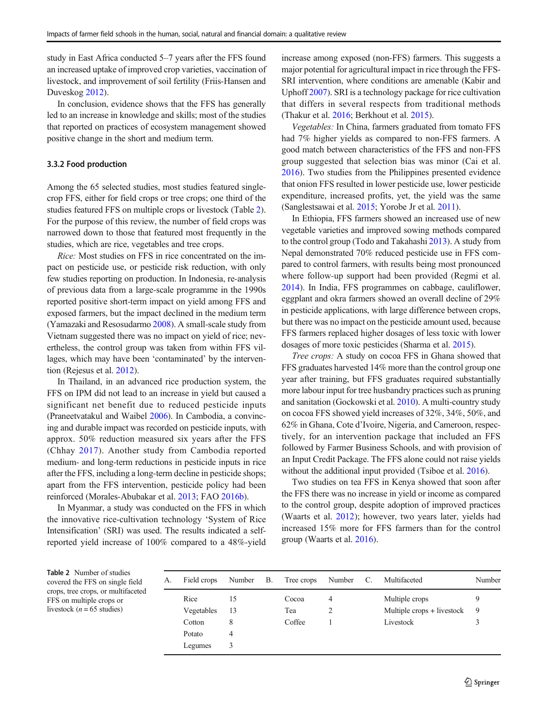study in East Africa conducted 5–7 years after the FFS found an increased uptake of improved crop varieties, vaccination of livestock, and improvement of soil fertility (Friis-Hansen and Duveskog 2012).

In conclusion, evidence shows that the FFS has generally led to an increase in knowledge and skills; most of the studies that reported on practices of ecosystem management showed positive change in the short and medium term.

### 3.3.2 Food production

Among the 65 selected studies, most studies featured single-crop FFS, either for field crops or tree crops; one third of the studies featured FFS on multiple crops or livestock (Table 2). For the purpose of this review, the number of field crops was narrowed down to those that featured most frequently in the studies, which are rice, vegetables and tree crops.

*Rice:* Most studies on FFS in rice concentrated on the impact on pesticide use, or pesticide risk reduction, with only few studies reporting on production. In Indonesia, re-analysis of previous data from a large-scale programme in the 1990s reported positive short-term impact on yield among FFS and exposed farmers, but the impact declined in the medium term (Yamazaki and Resosudarmo 2008). A small-scale study from Vietnam suggested there was no impact on yield of rice; nevertheless, the control group was taken from within FFS villages, which may have been 'contaminated' by the intervention (Rejesus et al. 2012).

In Thailand, in an advanced rice production system, the FFS on IPM did not lead to an increase in yield but caused a significant net benefit due to reduced pesticide inputs (Praneetvatakul and Waibel 2006). In Cambodia, a convincing and durable impact was recorded on pesticide inputs, with approx. 50% reduction measured six years after the FFS (Chhay 2017). Another study from Cambodia reported medium- and long-term reductions in pesticide inputs in rice after the FFS, including a long-term decline in pesticide shops; apart from the FFS intervention, pesticide policy had been reinforced (Morales-Abubakar et al. 2013; FAO 2016b).

In Myanmar, a study was conducted on the FFS in which the innovative rice-cultivation technology 'System of Rice Intensification' (SRI) was used. The results indicated a self-reported yield increase of 100% compared to a 48%-yield increase among exposed (non-FFS) farmers. This suggests a major potential for agricultural impact in rice through the FFS-SRI intervention, where conditions are amenable (Kabir and Uphoff 2007). SRI is a technology package for rice cultivation that differs in several respects from traditional methods (Thakur et al. 2016; Berkhout et al. 2015).

*Vegetables:* In China, farmers graduated from tomato FFS had 7% higher yields as compared to non-FFS farmers. A good match between characteristics of the FFS and non-FFS group suggested that selection bias was minor (Cai et al. 2016). Two studies from the Philippines presented evidence that onion FFS resulted in lower pesticide use, lower pesticide expenditure, increased profits, yet, the yield was the same (Sanglestsawai et al. 2015; Yorobe Jr et al. 2011).

In Ethiopia, FFS farmers showed an increased use of new vegetable varieties and improved sowing methods compared to the control group (Todo and Takahashi 2013). A study from Nepal demonstrated 70% reduced pesticide use in FFS compared to control farmers, with results being most pronounced where follow-up support had been provided (Regmi et al. 2014). In India, FFS programmes on cabbage, cauliflower, eggplant and okra farmers showed an overall decline of 29% in pesticide applications, with large difference between crops, but there was no impact on the pesticide amount used, because FFS farmers replaced higher dosages of less toxic with lower dosages of more toxic pesticides (Sharma et al. 2015).

*Tree crops:* A study on cocoa FFS in Ghana showed that FFS graduates harvested 14% more than the control group one year after training, but FFS graduates required substantially more labour input for tree husbandry practices such as pruning and sanitation (Gockowski et al. 2010). A multi-country study on cocoa FFS showed yield increases of 32%, 34%, 50%, and 62% in Ghana, Cote d'Ivoire, Nigeria, and Cameroon, respectively, for an intervention package that included an FFS followed by Farmer Business Schools, and with provision of an Input Credit Package. The FFS alone could not raise yields without the additional input provided (Tsiboe et al. 2016).

Two studies on tea FFS in Kenya showed that soon after the FFS there was no increase in yield or income as compared to the control group, despite adoption of improved practices (Waarts et al. 2012); however, two years later, yields had increased 15% more for FFS farmers than for the control group (Waarts et al. 2016).

**Table 2** Number of studies covered the FFS on single field crops, tree crops, or multifaceted FFS on multiple crops or livestock ($n = 65$ studies)

| A. | Field crops | Number | B. | Tree crops | Number | C. | Multifaceted | Number |
|---|---|---|---|---|---|---|---|---|
| | Rice | 15 | | Cocoa | 4 | | Multiple crops | 9 |
| | Vegetables | 13 | | Tea | 2 | | Multiple crops + livestock | 9 |
| | Cotton | 8 | | Coffee | 1 | | Livestock | 3 |
| | Potato | 4 | | | | | | |
| | Legumes | 3 | | | | | | |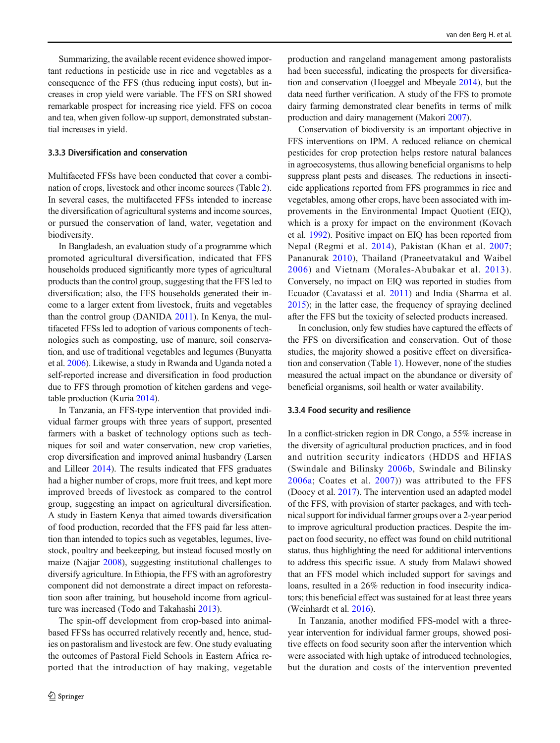Summarizing, the available recent evidence showed important reductions in pesticide use in rice and vegetables as a consequence of the FFS (thus reducing input costs), but increases in crop yield were variable. The FFS on SRI showed remarkable prospect for increasing rice yield. FFS on cocoa and tea, when given follow-up support, demonstrated substantial increases in yield.

### 3.3.3 Diversification and conservation

Multifaceted FFSs have been conducted that cover a combination of crops, livestock and other income sources (Table 2). In several cases, the multifaceted FFSs intended to increase the diversification of agricultural systems and income sources, or pursued the conservation of land, water, vegetation and biodiversity.

In Bangladesh, an evaluation study of a programme which promoted agricultural diversification, indicated that FFS households produced significantly more types of agricultural products than the control group, suggesting that the FFS led to diversification; also, the FFS households generated their income to a larger extent from livestock, fruits and vegetables than the control group (DANIDA 2011). In Kenya, the multifaceted FFSs led to adoption of various components of technologies such as composting, use of manure, soil conservation, and use of traditional vegetables and legumes (Bunyatta et al. 2006). Likewise, a study in Rwanda and Uganda noted a self-reported increase and diversification in food production due to FFS through promotion of kitchen gardens and vegetable production (Kuria 2014).

In Tanzania, an FFS-type intervention that provided individual farmer groups with three years of support, presented farmers with a basket of technology options such as techniques for soil and water conservation, new crop varieties, crop diversification and improved animal husbandry (Larsen and Lilleør 2014). The results indicated that FFS graduates had a higher number of crops, more fruit trees, and kept more improved breeds of livestock as compared to the control group, suggesting an impact on agricultural diversification. A study in Eastern Kenya that aimed towards diversification of food production, recorded that the FFS paid far less attention than intended to topics such as vegetables, legumes, livestock, poultry and beekeeping, but instead focused mostly on maize (Najjar 2008), suggesting institutional challenges to diversify agriculture. In Ethiopia, the FFS with an agroforestry component did not demonstrate a direct impact on reforestation soon after training, but household income from agriculture was increased (Todo and Takahashi 2013).

The spin-off development from crop-based into animal-based FFSs has occurred relatively recently and, hence, studies on pastoralism and livestock are few. One study evaluating the outcomes of Pastoral Field Schools in Eastern Africa reported that the introduction of hay making, vegetable production and rangeland management among pastoralists had been successful, indicating the prospects for diversification and conservation (Hoeggel and Mbeyale 2014), but the data need further verification. A study of the FFS to promote dairy farming demonstrated clear benefits in terms of milk production and dairy management (Makori 2007).

Conservation of biodiversity is an important objective in FFS interventions on IPM. A reduced reliance on chemical pesticides for crop protection helps restore natural balances in agroecosystems, thus allowing beneficial organisms to help suppress plant pests and diseases. The reductions in insecticide applications reported from FFS programmes in rice and vegetables, among other crops, have been associated with improvements in the Environmental Impact Quotient (EIQ), which is a proxy for impact on the environment (Kovach et al. 1992). Positive impact on EIQ has been reported from Nepal (Regmi et al. 2014), Pakistan (Khan et al. 2007; Pananurak 2010), Thailand (Praneetvatakul and Waibel 2006) and Vietnam (Morales-Abubakar et al. 2013). Conversely, no impact on EIQ was reported in studies from Ecuador (Cavatassi et al. 2011) and India (Sharma et al. 2015); in the latter case, the frequency of spraying declined after the FFS but the toxicity of selected products increased.

In conclusion, only few studies have captured the effects of the FFS on diversification and conservation. Out of those studies, the majority showed a positive effect on diversification and conservation (Table 1). However, none of the studies measured the actual impact on the abundance or diversity of beneficial organisms, soil health or water availability.

### 3.3.4 Food security and resilience

In a conflict-stricken region in DR Congo, a 55% increase in the diversity of agricultural production practices, and in food and nutrition security indicators (HDDS and HFIAS (Swindale and Bilinsky 2006b, Swindale and Bilinsky 2006a; Coates et al. 2007)) was attributed to the FFS (Doocy et al. 2017). The intervention used an adapted model of the FFS, with provision of starter packages, and with technical support for individual farmer groups over a 2-year period to improve agricultural production practices. Despite the impact on food security, no effect was found on child nutritional status, thus highlighting the need for additional interventions to address this specific issue. A study from Malawi showed that an FFS model which included support for savings and loans, resulted in a 26% reduction in food insecurity indicators; this beneficial effect was sustained for at least three years (Weinhardt et al. 2016).

In Tanzania, another modified FFS-model with a three-year intervention for individual farmer groups, showed positive effects on food security soon after the intervention which were associated with high uptake of introduced technologies, but the duration and costs of the intervention prevented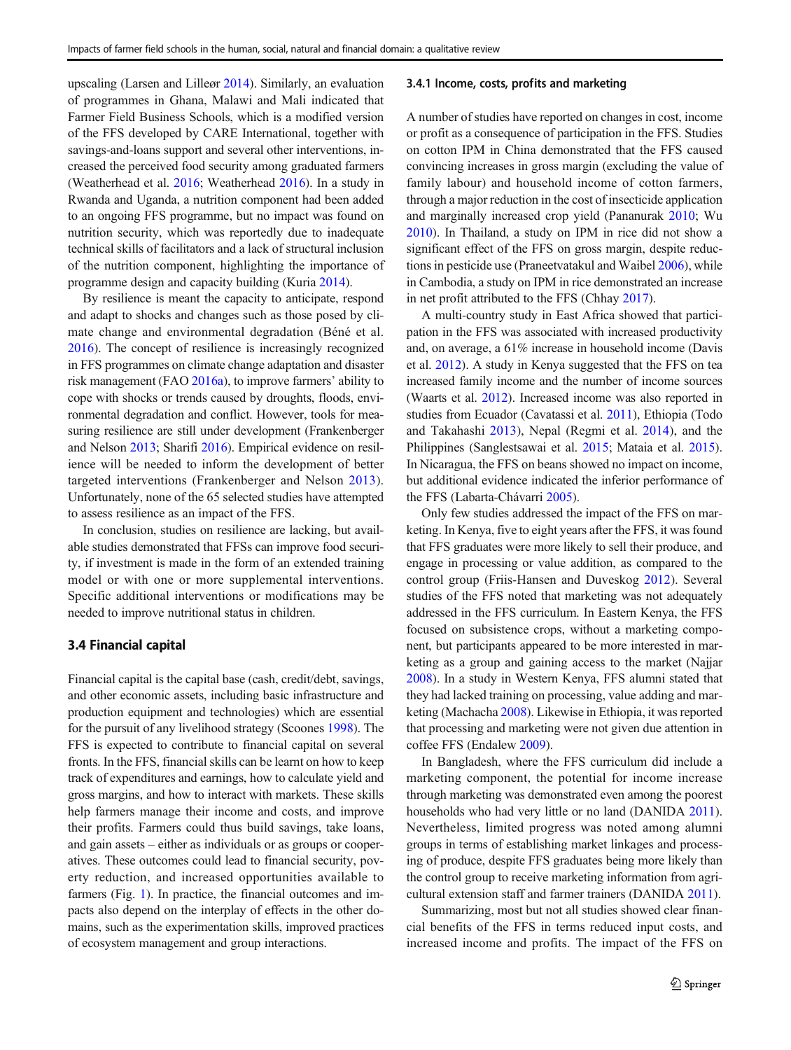upscaling (Larsen and Lilleør 2014). Similarly, an evaluation of programmes in Ghana, Malawi and Mali indicated that Farmer Field Business Schools, which is a modified version of the FFS developed by CARE International, together with savings-and-loans support and several other interventions, increased the perceived food security among graduated farmers (Weatherhead et al. 2016; Weatherhead 2016). In a study in Rwanda and Uganda, a nutrition component had been added to an ongoing FFS programme, but no impact was found on nutrition security, which was reportedly due to inadequate technical skills of facilitators and a lack of structural inclusion of the nutrition component, highlighting the importance of programme design and capacity building (Kuria 2014).

By resilience is meant the capacity to anticipate, respond and adapt to shocks and changes such as those posed by climate change and environmental degradation (Béné et al. 2016). The concept of resilience is increasingly recognized in FFS programmes on climate change adaptation and disaster risk management (FAO 2016a), to improve farmers' ability to cope with shocks or trends caused by droughts, floods, environmental degradation and conflict. However, tools for measuring resilience are still under development (Frankenberger and Nelson 2013; Sharifi 2016). Empirical evidence on resilience will be needed to inform the development of better targeted interventions (Frankenberger and Nelson 2013). Unfortunately, none of the 65 selected studies have attempted to assess resilience as an impact of the FFS.

In conclusion, studies on resilience are lacking, but available studies demonstrated that FFSs can improve food security, if investment is made in the form of an extended training model or with one or more supplemental interventions. Specific additional interventions or modifications may be needed to improve nutritional status in children.

## 3.4 Financial capital

Financial capital is the capital base (cash, credit/debt, savings, and other economic assets, including basic infrastructure and production equipment and technologies) which are essential for the pursuit of any livelihood strategy (Scoones 1998). The FFS is expected to contribute to financial capital on several fronts. In the FFS, financial skills can be learnt on how to keep track of expenditures and earnings, how to calculate yield and gross margins, and how to interact with markets. These skills help farmers manage their income and costs, and improve their profits. Farmers could thus build savings, take loans, and gain assets – either as individuals or as groups or cooperatives. These outcomes could lead to financial security, poverty reduction, and increased opportunities available to farmers (Fig. 1). In practice, the financial outcomes and impacts also depend on the interplay of effects in the other domains, such as the experimentation skills, improved practices of ecosystem management and group interactions.

### 3.4.1 Income, costs, profits and marketing

A number of studies have reported on changes in cost, income or profit as a consequence of participation in the FFS. Studies on cotton IPM in China demonstrated that the FFS caused convincing increases in gross margin (excluding the value of family labour) and household income of cotton farmers, through a major reduction in the cost of insecticide application and marginally increased crop yield (Pananurak 2010; Wu 2010). In Thailand, a study on IPM in rice did not show a significant effect of the FFS on gross margin, despite reductions in pesticide use (Praneetvatakul and Waibel 2006), while in Cambodia, a study on IPM in rice demonstrated an increase in net profit attributed to the FFS (Chhay 2017).

A multi-country study in East Africa showed that participation in the FFS was associated with increased productivity and, on average, a 61% increase in household income (Davis et al. 2012). A study in Kenya suggested that the FFS on tea increased family income and the number of income sources (Waarts et al. 2012). Increased income was also reported in studies from Ecuador (Cavatassi et al. 2011), Ethiopia (Todo and Takahashi 2013), Nepal (Regmi et al. 2014), and the Philippines (Sanglestsawai et al. 2015; Mataia et al. 2015). In Nicaragua, the FFS on beans showed no impact on income, but additional evidence indicated the inferior performance of the FFS (Labarta-Chávarri 2005).

Only few studies addressed the impact of the FFS on marketing. In Kenya, five to eight years after the FFS, it was found that FFS graduates were more likely to sell their produce, and engage in processing or value addition, as compared to the control group (Friis-Hansen and Duveskog 2012). Several studies of the FFS noted that marketing was not adequately addressed in the FFS curriculum. In Eastern Kenya, the FFS focused on subsistence crops, without a marketing component, but participants appeared to be more interested in marketing as a group and gaining access to the market (Najjar 2008). In a study in Western Kenya, FFS alumni stated that they had lacked training on processing, value adding and marketing (Machacha 2008). Likewise in Ethiopia, it was reported that processing and marketing were not given due attention in coffee FFS (Endalew 2009).

In Bangladesh, where the FFS curriculum did include a marketing component, the potential for income increase through marketing was demonstrated even among the poorest households who had very little or no land (DANIDA 2011). Nevertheless, limited progress was noted among alumni groups in terms of establishing market linkages and processing of produce, despite FFS graduates being more likely than the control group to receive marketing information from agricultural extension staff and farmer trainers (DANIDA 2011).

Summarizing, most but not all studies showed clear financial benefits of the FFS in terms reduced input costs, and increased income and profits. The impact of the FFS on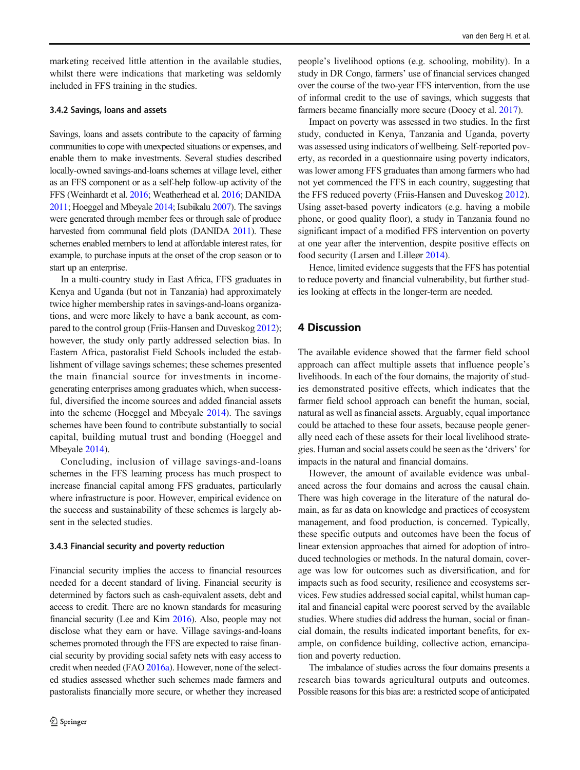marketing received little attention in the available studies, whilst there were indications that marketing was seldomly included in FFS training in the studies.

### 3.4.2 Savings, loans and assets

Savings, loans and assets contribute to the capacity of farming communities to cope with unexpected situations or expenses, and enable them to make investments. Several studies described locally-owned savings-and-loans schemes at village level, either as an FFS component or as a self-help follow-up activity of the FFS (Weinhardt et al. 2016; Weatherhead et al. 2016; DANIDA 2011; Hoeggel and Mbeyale 2014; Isubikalu 2007). The savings were generated through member fees or through sale of produce harvested from communal field plots (DANIDA 2011). These schemes enabled members to lend at affordable interest rates, for example, to purchase inputs at the onset of the crop season or to start up an enterprise.

In a multi-country study in East Africa, FFS graduates in Kenya and Uganda (but not in Tanzania) had approximately twice higher membership rates in savings-and-loans organizations, and were more likely to have a bank account, as compared to the control group (Friis-Hansen and Duveskog 2012); however, the study only partly addressed selection bias. In Eastern Africa, pastoralist Field Schools included the establishment of village savings schemes; these schemes presented the main financial source for investments in income-generating enterprises among graduates which, when successful, diversified the income sources and added financial assets into the scheme (Hoeggel and Mbeyale 2014). The savings schemes have been found to contribute substantially to social capital, building mutual trust and bonding (Hoeggel and Mbeyale 2014).

Concluding, inclusion of village savings-and-loans schemes in the FFS learning process has much prospect to increase financial capital among FFS graduates, particularly where infrastructure is poor. However, empirical evidence on the success and sustainability of these schemes is largely absent in the selected studies.

### 3.4.3 Financial security and poverty reduction

Financial security implies the access to financial resources needed for a decent standard of living. Financial security is determined by factors such as cash-equivalent assets, debt and access to credit. There are no known standards for measuring financial security (Lee and Kim 2016). Also, people may not disclose what they earn or have. Village savings-and-loans schemes promoted through the FFS are expected to raise financial security by providing social safety nets with easy access to credit when needed (FAO 2016a). However, none of the selected studies assessed whether such schemes made farmers and pastoralists financially more secure, or whether they increased people's livelihood options (e.g. schooling, mobility). In a study in DR Congo, farmers' use of financial services changed over the course of the two-year FFS intervention, from the use of informal credit to the use of savings, which suggests that farmers became financially more secure (Doocy et al. 2017).

Impact on poverty was assessed in two studies. In the first study, conducted in Kenya, Tanzania and Uganda, poverty was assessed using indicators of wellbeing. Self-reported poverty, as recorded in a questionnaire using poverty indicators, was lower among FFS graduates than among farmers who had not yet commenced the FFS in each country, suggesting that the FFS reduced poverty (Friis-Hansen and Duveskog 2012). Using asset-based poverty indicators (e.g. having a mobile phone, or good quality floor), a study in Tanzania found no significant impact of a modified FFS intervention on poverty at one year after the intervention, despite positive effects on food security (Larsen and Lilleør 2014).

Hence, limited evidence suggests that the FFS has potential to reduce poverty and financial vulnerability, but further studies looking at effects in the longer-term are needed.

## 4 Discussion

The available evidence showed that the farmer field school approach can affect multiple assets that influence people's livelihoods. In each of the four domains, the majority of studies demonstrated positive effects, which indicates that the farmer field school approach can benefit the human, social, natural as well as financial assets. Arguably, equal importance could be attached to these four assets, because people generally need each of these assets for their local livelihood strategies. Human and social assets could be seen as the 'drivers' for impacts in the natural and financial domains.

However, the amount of available evidence was unbalanced across the four domains and across the causal chain. There was high coverage in the literature of the natural domain, as far as data on knowledge and practices of ecosystem management, and food production, is concerned. Typically, these specific outputs and outcomes have been the focus of linear extension approaches that aimed for adoption of introduced technologies or methods. In the natural domain, coverage was low for outcomes such as diversification, and for impacts such as food security, resilience and ecosystems services. Few studies addressed social capital, whilst human capital and financial capital were poorest served by the available studies. Where studies did address the human, social or financial domain, the results indicated important benefits, for example, on confidence building, collective action, emancipation and poverty reduction.

The imbalance of studies across the four domains presents a research bias towards agricultural outputs and outcomes. Possible reasons for this bias are: a restricted scope of anticipated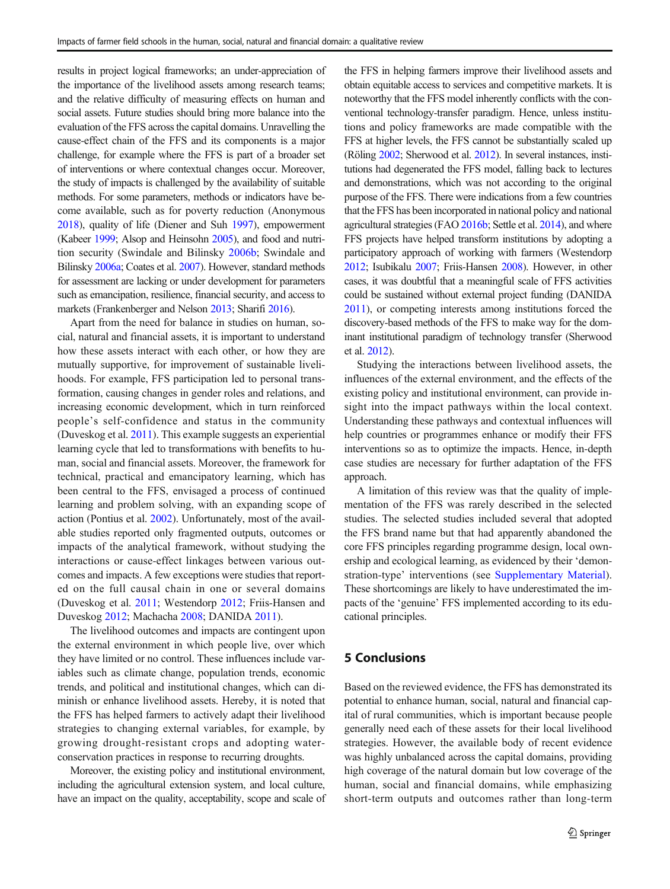results in project logical frameworks; an under-appreciation of the importance of the livelihood assets among research teams; and the relative difficulty of measuring effects on human and social assets. Future studies should bring more balance into the evaluation of the FFS across the capital domains. Unravelling the cause-effect chain of the FFS and its components is a major challenge, for example where the FFS is part of a broader set of interventions or where contextual changes occur. Moreover, the study of impacts is challenged by the availability of suitable methods. For some parameters, methods or indicators have become available, such as for poverty reduction (Anonymous 2018), quality of life (Diener and Suh 1997), empowerment (Kabeer 1999; Alsop and Heinsohn 2005), and food and nutrition security (Swindale and Bilinsky 2006b; Swindale and Bilinsky 2006a; Coates et al. 2007). However, standard methods for assessment are lacking or under development for parameters such as emancipation, resilience, financial security, and access to markets (Frankenberger and Nelson 2013; Sharifi 2016).

Apart from the need for balance in studies on human, social, natural and financial assets, it is important to understand how these assets interact with each other, or how they are mutually supportive, for improvement of sustainable livelihoods. For example, FFS participation led to personal transformation, causing changes in gender roles and relations, and increasing economic development, which in turn reinforced people's self-confidence and status in the community (Duveskog et al. 2011). This example suggests an experiential learning cycle that led to transformations with benefits to human, social and financial assets. Moreover, the framework for technical, practical and emancipatory learning, which has been central to the FFS, envisaged a process of continued learning and problem solving, with an expanding scope of action (Pontius et al. 2002). Unfortunately, most of the available studies reported only fragmented outputs, outcomes or impacts of the analytical framework, without studying the interactions or cause-effect linkages between various outcomes and impacts. A few exceptions were studies that reported on the full causal chain in one or several domains (Duveskog et al. 2011; Westendorp 2012; Friis-Hansen and Duveskog 2012; Machacha 2008; DANIDA 2011).

The livelihood outcomes and impacts are contingent upon the external environment in which people live, over which they have limited or no control. These influences include variables such as climate change, population trends, economic trends, and political and institutional changes, which can diminish or enhance livelihood assets. Hereby, it is noted that the FFS has helped farmers to actively adapt their livelihood strategies to changing external variables, for example, by growing drought-resistant crops and adopting water-conservation practices in response to recurring droughts.

Moreover, the existing policy and institutional environment, including the agricultural extension system, and local culture, have an impact on the quality, acceptability, scope and scale of the FFS in helping farmers improve their livelihood assets and obtain equitable access to services and competitive markets. It is noteworthy that the FFS model inherently conflicts with the conventional technology-transfer paradigm. Hence, unless institutions and policy frameworks are made compatible with the FFS at higher levels, the FFS cannot be substantially scaled up (Röling 2002; Sherwood et al. 2012). In several instances, institutions had degenerated the FFS model, falling back to lectures and demonstrations, which was not according to the original purpose of the FFS. There were indications from a few countries that the FFS has been incorporated in national policy and national agricultural strategies (FAO 2016b; Settle et al. 2014), and where FFS projects have helped transform institutions by adopting a participatory approach of working with farmers (Westendorp 2012; Isubikalu 2007; Friis-Hansen 2008). However, in other cases, it was doubtful that a meaningful scale of FFS activities could be sustained without external project funding (DANIDA 2011), or competing interests among institutions forced the discovery-based methods of the FFS to make way for the dominant institutional paradigm of technology transfer (Sherwood et al. 2012).

Studying the interactions between livelihood assets, the influences of the external environment, and the effects of the existing policy and institutional environment, can provide insight into the impact pathways within the local context. Understanding these pathways and contextual influences will help countries or programmes enhance or modify their FFS interventions so as to optimize the impacts. Hence, in-depth case studies are necessary for further adaptation of the FFS approach.

A limitation of this review was that the quality of implementation of the FFS was rarely described in the selected studies. The selected studies included several that adopted the FFS brand name but that had apparently abandoned the core FFS principles regarding programme design, local ownership and ecological learning, as evidenced by their 'demonstration-type' interventions (see Supplementary Material). These shortcomings are likely to have underestimated the impacts of the 'genuine' FFS implemented according to its educational principles.

## 5 Conclusions

Based on the reviewed evidence, the FFS has demonstrated its potential to enhance human, social, natural and financial capital of rural communities, which is important because people generally need each of these assets for their local livelihood strategies. However, the available body of recent evidence was highly unbalanced across the capital domains, providing high coverage of the natural domain but low coverage of the human, social and financial domains, while emphasizing short-term outputs and outcomes rather than long-term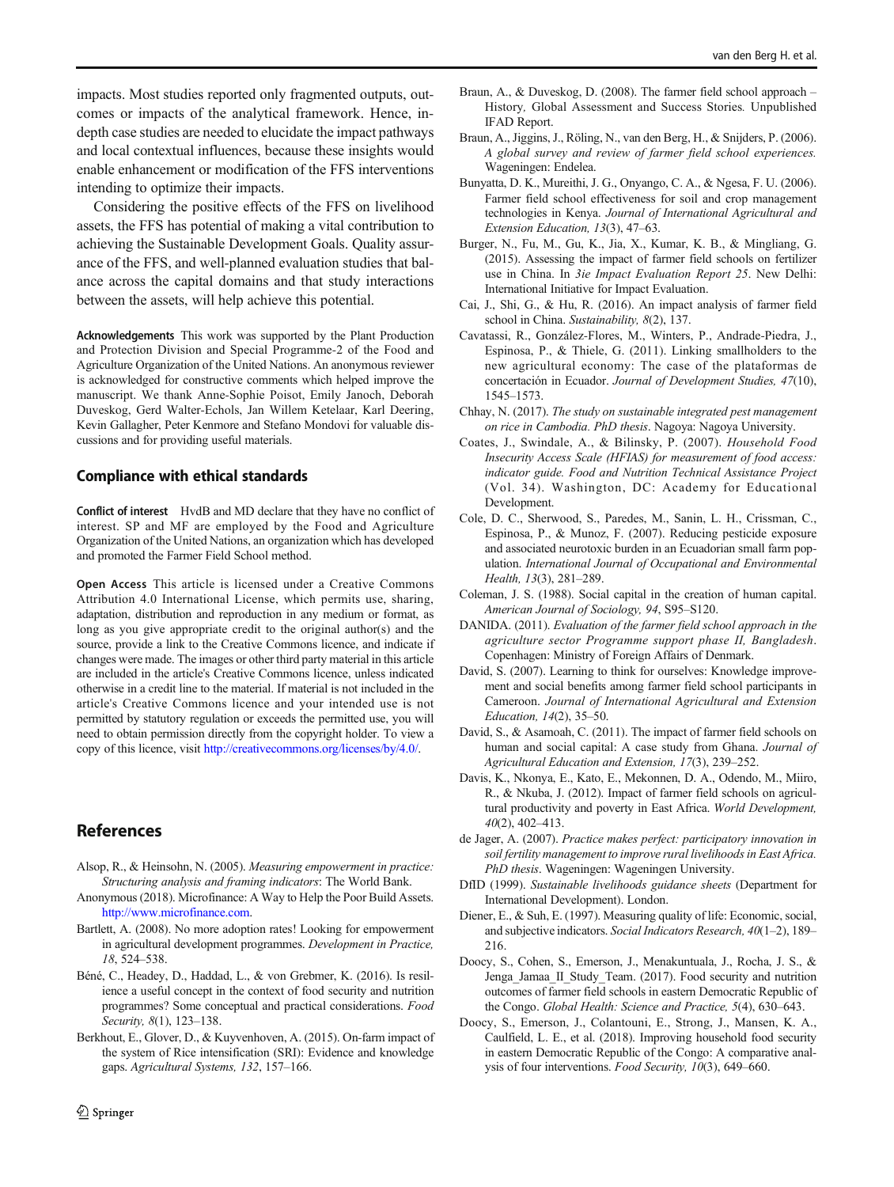impacts. Most studies reported only fragmented outputs, outcomes or impacts of the analytical framework. Hence, in-depth case studies are needed to elucidate the impact pathways and local contextual influences, because these insights would enable enhancement or modification of the FFS interventions intending to optimize their impacts.

Considering the positive effects of the FFS on livelihood assets, the FFS has potential of making a vital contribution to achieving the Sustainable Development Goals. Quality assurance of the FFS, and well-planned evaluation studies that balance across the capital domains and that study interactions between the assets, will help achieve this potential.

**Acknowledgements** This work was supported by the Plant Production and Protection Division and Special Programme-2 of the Food and Agriculture Organization of the United Nations. An anonymous reviewer is acknowledged for constructive comments which helped improve the manuscript. We thank Anne-Sophie Poisot, Emily Janoch, Deborah Duveskog, Gerd Walter-Echols, Jan Willem Ketelaar, Karl Deering, Kevin Gallagher, Peter Kenmore and Stefano Mondovi for valuable discussions and for providing useful materials.

## Compliance with ethical standards

**Conflict of interest** HvdB and MD declare that they have no conflict of interest. SP and MF are employed by the Food and Agriculture Organization of the United Nations, an organization which has developed and promoted the Farmer Field School method.

**Open Access** This article is licensed under a Creative Commons Attribution 4.0 International License, which permits use, sharing, adaptation, distribution and reproduction in any medium or format, as long as you give appropriate credit to the original author(s) and the source, provide a link to the Creative Commons licence, and indicate if changes were made. The images or other third party material in this article are included in the article's Creative Commons licence, unless indicated otherwise in a credit line to the material. If material is not included in the article's Creative Commons licence and your intended use is not permitted by statutory regulation or exceeds the permitted use, you will need to obtain permission directly from the copyright holder. To view a copy of this licence, visit http://creativecommons.org/licenses/by/4.0/.

## References

Alsop, R., & Heinsohn, N. (2005). *Measuring empowerment in practice: Structuring analysis and framing indicators*: The World Bank.

Anonymous (2018). Microfinance: A Way to Help the Poor Build Assets. http://www.microfinance.com.

Bartlett, A. (2008). No more adoption rates! Looking for empowerment in agricultural development programmes. *Development in Practice, 18*, 524–538.

Béné, C., Headey, D., Haddad, L., & von Grebmer, K. (2016). Is resilience a useful concept in the context of food security and nutrition programmes? Some conceptual and practical considerations. *Food Security, 8*(1), 123–138.

Berkhout, E., Glover, D., & Kuyvenhoven, A. (2015). On-farm impact of the system of Rice intensification (SRI): Evidence and knowledge gaps. *Agricultural Systems, 132*, 157–166.

Braun, A., & Duveskog, D. (2008). The farmer field school approach – History, Global Assessment and Success Stories. Unpublished IFAD Report.

Braun, A., Jiggins, J., Röling, N., van den Berg, H., & Snijders, P. (2006). *A global survey and review of farmer field school experiences.* Wageningen: Endelea.

Bunyatta, D. K., Mureithi, J. G., Onyango, C. A., & Ngesa, F. U. (2006). Farmer field school effectiveness for soil and crop management technologies in Kenya. *Journal of International Agricultural and Extension Education, 13*(3), 47–63.

Burger, N., Fu, M., Gu, K., Jia, X., Kumar, K. B., & Mingliang, G. (2015). Assessing the impact of farmer field schools on fertilizer use in China. In *3ie Impact Evaluation Report 25*. New Delhi: International Initiative for Impact Evaluation.

Cai, J., Shi, G., & Hu, R. (2016). An impact analysis of farmer field school in China. *Sustainability, 8*(2), 137.

Cavatassi, R., González-Flores, M., Winters, P., Andrade-Piedra, J., Espinosa, P., & Thiele, G. (2011). Linking smallholders to the new agricultural economy: The case of the plataformas de concertación in Ecuador. *Journal of Development Studies, 47*(10), 1545–1573.

Chhay, N. (2017). *The study on sustainable integrated pest management on rice in Cambodia. PhD thesis*. Nagoya: Nagoya University.

Coates, J., Swindale, A., & Bilinsky, P. (2007). *Household Food Insecurity Access Scale (HFIAS) for measurement of food access: indicator guide. Food and Nutrition Technical Assistance Project* (Vol. 34). Washington, DC: Academy for Educational Development.

Cole, D. C., Sherwood, S., Paredes, M., Sanin, L. H., Crissman, C., Espinosa, P., & Munoz, F. (2007). Reducing pesticide exposure and associated neurotoxic burden in an Ecuadorian small farm population. *International Journal of Occupational and Environmental Health, 13*(3), 281–289.

Coleman, J. S. (1988). Social capital in the creation of human capital. *American Journal of Sociology, 94*, S95–S120.

DANIDA. (2011). *Evaluation of the farmer field school approach in the agriculture sector Programme support phase II, Bangladesh*. Copenhagen: Ministry of Foreign Affairs of Denmark.

David, S. (2007). Learning to think for ourselves: Knowledge improvement and social benefits among farmer field school participants in Cameroon. *Journal of International Agricultural and Extension Education, 14*(2), 35–50.

David, S., & Asamoah, C. (2011). The impact of farmer field schools on human and social capital: A case study from Ghana. *Journal of Agricultural Education and Extension, 17*(3), 239–252.

Davis, K., Nkonya, E., Kato, E., Mekonnen, D. A., Odendo, M., Miiro, R., & Nkuba, J. (2012). Impact of farmer field schools on agricultural productivity and poverty in East Africa. *World Development, 40*(2), 402–413.

de Jager, A. (2007). *Practice makes perfect: participatory innovation in soil fertility management to improve rural livelihoods in East Africa. PhD thesis*. Wageningen: Wageningen University.

DfID (1999). *Sustainable livelihoods guidance sheets* (Department for International Development). London.

Diener, E., & Suh, E. (1997). Measuring quality of life: Economic, social, and subjective indicators. *Social Indicators Research, 40*(1–2), 189–216.

Doocy, S., Cohen, S., Emerson, J., Menakuntuala, J., Rocha, J. S., & Jenga_Jamaa_II_Study_Team. (2017). Food security and nutrition outcomes of farmer field schools in eastern Democratic Republic of the Congo. *Global Health: Science and Practice, 5*(4), 630–643.

Doocy, S., Emerson, J., Colantouni, E., Strong, J., Mansen, K. A., Caulfield, L. E., et al. (2018). Improving household food security in eastern Democratic Republic of the Congo: A comparative analysis of four interventions. *Food Security, 10*(3), 649–660.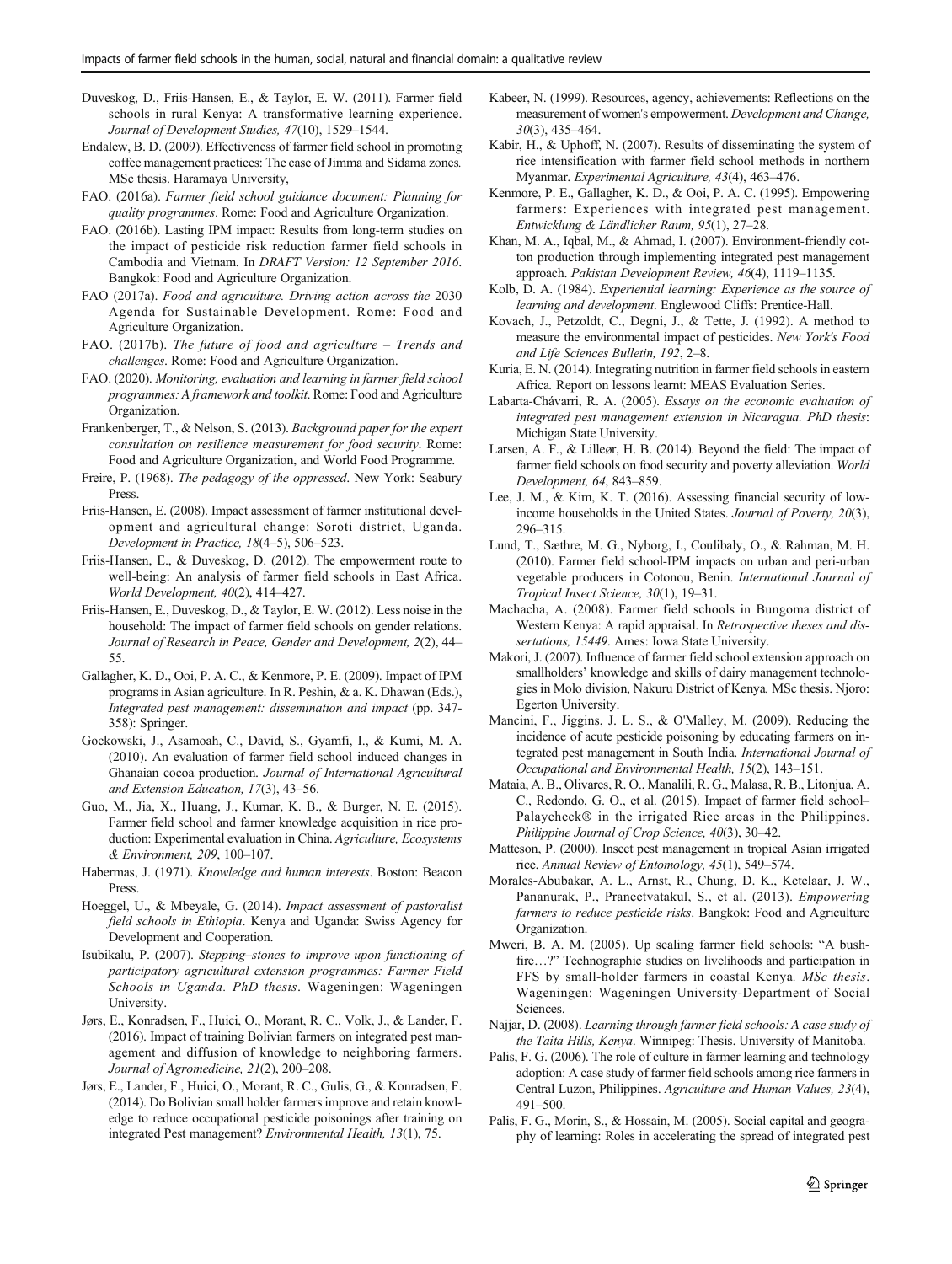Duveskog, D., Friis-Hansen, E., & Taylor, E. W. (2011). Farmer field schools in rural Kenya: A transformative learning experience. *Journal of Development Studies, 47*(10), 1529–1544.

Endalew, B. D. (2009). Effectiveness of farmer field school in promoting coffee management practices: The case of Jimma and Sidama zones*.* MSc thesis. Haramaya University,

FAO. (2016a). *Farmer field school guidance document: Planning for quality programmes*. Rome: Food and Agriculture Organization.

FAO. (2016b). Lasting IPM impact: Results from long-term studies on the impact of pesticide risk reduction farmer field schools in Cambodia and Vietnam. In *DRAFT Version: 12 September 2016*. Bangkok: Food and Agriculture Organization.

FAO (2017a). *Food and agriculture. Driving action across the* 2030 *Agenda for Sustainable Development.* Rome: Food and Agriculture Organization.

FAO. (2017b). *The future of food and agriculture – Trends and challenges*. Rome: Food and Agriculture Organization.

FAO. (2020). *Monitoring, evaluation and learning in farmer field school programmes: A framework and toolkit*. Rome: Food and Agriculture Organization.

Frankenberger, T., & Nelson, S. (2013). *Background paper for the expert consultation on resilience measurement for food security*. Rome: Food and Agriculture Organization, and World Food Programme.

Freire, P. (1968). *The pedagogy of the oppressed*. New York: Seabury Press.

Friis-Hansen, E. (2008). Impact assessment of farmer institutional development and agricultural change: Soroti district, Uganda. *Development in Practice, 18*(4–5), 506–523.

Friis-Hansen, E., & Duveskog, D. (2012). The empowerment route to well-being: An analysis of farmer field schools in East Africa. *World Development, 40*(2), 414–427.

Friis-Hansen, E., Duveskog, D., & Taylor, E. W. (2012). Less noise in the household: The impact of farmer field schools on gender relations. *Journal of Research in Peace, Gender and Development, 2*(2), 44–55.

Gallagher, K. D., Ooi, P. A. C., & Kenmore, P. E. (2009). Impact of IPM programs in Asian agriculture. In R. Peshin, & a. K. Dhawan (Eds.), *Integrated pest management: dissemination and impact* (pp. 347-358): Springer.

Gockowski, J., Asamoah, C., David, S., Gyamfi, I., & Kumi, M. A. (2010). An evaluation of farmer field school induced changes in Ghanaian cocoa production. *Journal of International Agricultural and Extension Education, 17*(3), 43–56.

Guo, M., Jia, X., Huang, J., Kumar, K. B., & Burger, N. E. (2015). Farmer field school and farmer knowledge acquisition in rice production: Experimental evaluation in China. *Agriculture, Ecosystems & Environment, 209*, 100–107.

Habermas, J. (1971). *Knowledge and human interests*. Boston: Beacon Press.

Hoeggel, U., & Mbeyale, G. (2014). *Impact assessment of pastoralist field schools in Ethiopia*. Kenya and Uganda: Swiss Agency for Development and Cooperation.

Isubikalu, P. (2007). *Stepping–stones to improve upon functioning of participatory agricultural extension programmes: Farmer Field Schools in Uganda. PhD thesis*. Wageningen: Wageningen University.

Jørs, E., Konradsen, F., Huici, O., Morant, R. C., Volk, J., & Lander, F. (2016). Impact of training Bolivian farmers on integrated pest management and diffusion of knowledge to neighboring farmers. *Journal of Agromedicine, 21*(2), 200–208.

Jørs, E., Lander, F., Huici, O., Morant, R. C., Gulis, G., & Konradsen, F. (2014). Do Bolivian small holder farmers improve and retain knowledge to reduce occupational pesticide poisonings after training on integrated Pest management? *Environmental Health, 13*(1), 75.

Kabeer, N. (1999). Resources, agency, achievements: Reflections on the measurement of women's empowerment. *Development and Change, 30*(3), 435–464.

Kabir, H., & Uphoff, N. (2007). Results of disseminating the system of rice intensification with farmer field school methods in northern Myanmar. *Experimental Agriculture, 43*(4), 463–476.

Kenmore, P. E., Gallagher, K. D., & Ooi, P. A. C. (1995). Empowering farmers: Experiences with integrated pest management. *Entwicklung & Ländlicher Raum, 95*(1), 27–28.

Khan, M. A., Iqbal, M., & Ahmad, I. (2007). Environment-friendly cotton production through implementing integrated pest management approach. *Pakistan Development Review, 46*(4), 1119–1135.

Kolb, D. A. (1984). *Experiential learning: Experience as the source of learning and development*. Englewood Cliffs: Prentice-Hall.

Kovach, J., Petzoldt, C., Degni, J., & Tette, J. (1992). A method to measure the environmental impact of pesticides. *New York's Food and Life Sciences Bulletin, 192*, 2–8.

Kuria, E. N. (2014). Integrating nutrition in farmer field schools in eastern Africa*.* Report on lessons learnt: MEAS Evaluation Series.

Labarta-Chávarri, R. A. (2005). *Essays on the economic evaluation of integrated pest management extension in Nicaragua. PhD thesis*: Michigan State University.

Larsen, A. F., & Lilleør, H. B. (2014). Beyond the field: The impact of farmer field schools on food security and poverty alleviation. *World Development, 64*, 843–859.

Lee, J. M., & Kim, K. T. (2016). Assessing financial security of low-income households in the United States. *Journal of Poverty, 20*(3), 296–315.

Lund, T., Sæthre, M. G., Nyborg, I., Coulibaly, O., & Rahman, M. H. (2010). Farmer field school-IPM impacts on urban and peri-urban vegetable producers in Cotonou, Benin. *International Journal of Tropical Insect Science, 30*(1), 19–31.

Machacha, A. (2008). Farmer field schools in Bungoma district of Western Kenya: A rapid appraisal. In *Retrospective theses and dissertations, 15449*. Ames: Iowa State University.

Makori, J. (2007). Influence of farmer field school extension approach on smallholders' knowledge and skills of dairy management technologies in Molo division, Nakuru District of Kenya*.* MSc thesis. Njoro: Egerton University.

Mancini, F., Jiggins, J. L. S., & O'Malley, M. (2009). Reducing the incidence of acute pesticide poisoning by educating farmers on integrated pest management in South India. *International Journal of Occupational and Environmental Health, 15*(2), 143–151.

Mataia, A. B., Olivares, R. O., Manalili, R. G., Malasa, R. B., Litonjua, A. C., Redondo, G. O., et al. (2015). Impact of farmer field school–Palaycheck® in the irrigated Rice areas in the Philippines. *Philippine Journal of Crop Science, 40*(3), 30–42.

Matteson, P. (2000). Insect pest management in tropical Asian irrigated rice. *Annual Review of Entomology, 45*(1), 549–574.

Morales-Abubakar, A. L., Arnst, R., Chung, D. K., Ketelaar, J. W., Pananurak, P., Praneetvatakul, S., et al. (2013). *Empowering farmers to reduce pesticide risks*. Bangkok: Food and Agriculture Organization.

Mweri, B. A. M. (2005). Up scaling farmer field schools: "A bush-fire…?" Technographic studies on livelihoods and participation in FFS by small-holder farmers in coastal Kenya*. MSc thesis*. Wageningen: Wageningen University-Department of Social Sciences.

Najjar, D. (2008). *Learning through farmer field schools: A case study of the Taita Hills, Kenya*. Winnipeg: Thesis. University of Manitoba.

Palis, F. G. (2006). The role of culture in farmer learning and technology adoption: A case study of farmer field schools among rice farmers in Central Luzon, Philippines. *Agriculture and Human Values, 23*(4), 491–500.

Palis, F. G., Morin, S., & Hossain, M. (2005). Social capital and geography of learning: Roles in accelerating the spread of integrated pest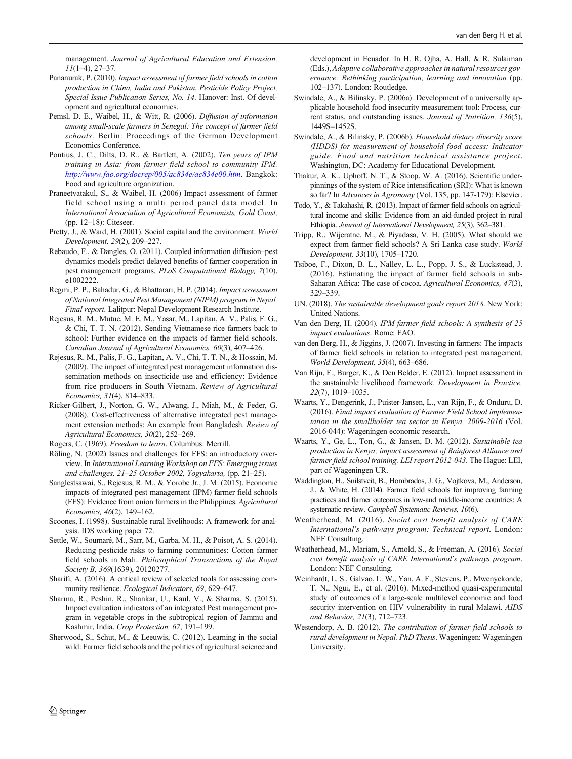management. *Journal of Agricultural Education and Extension, 11*(1–4), 27–37.

Pananurak, P. (2010). *Impact assessment of farmer field schools in cotton production in China, India and Pakistan. Pesticide Policy Project, Special Issue Publication Series, No. 14*. Hanover: Inst. Of development and agricultural economics.

Pemsl, D. E., Waibel, H., & Witt, R. (2006). *Diffusion of information among small-scale farmers in Senegal: The concept of farmer field schools*. Berlin: Proceedings of the German Development Economics Conference.

Pontius, J. C., Dilts, D. R., & Bartlett, A. (2002). *Ten years of IPM training in Asia: from farmer field school to community IPM. http://www.fao.org/docrep/005/ac834e/ac834e00.htm*. Bangkok: Food and agriculture organization.

Praneetvatakul, S., & Waibel, H. (2006) Impact assessment of farmer field school using a multi period panel data model. In *International Association of Agricultural Economists, Gold Coast,* (pp. 12–18): Citeseer.

Pretty, J., & Ward, H. (2001). Social capital and the environment. *World Development, 29*(2), 209–227.

Rebaudo, F., & Dangles, O. (2011). Coupled information diffusion–pest dynamics models predict delayed benefits of farmer cooperation in pest management programs. *PLoS Computational Biology, 7*(10), e1002222.

Regmi, P. P., Bahadur, G., & Bhattarari, H. P. (2014). *Impact assessment of National Integrated Pest Management (NIPM) program in Nepal. Final report*. Lalitpur: Nepal Development Research Institute.

Rejesus, R. M., Mutuc, M. E. M., Yasar, M., Lapitan, A. V., Palis, F. G., & Chi, T. T. N. (2012). Sending Vietnamese rice farmers back to school: Further evidence on the impacts of farmer field schools. *Canadian Journal of Agricultural Economics, 60*(3), 407–426.

Rejesus, R. M., Palis, F. G., Lapitan, A. V., Chi, T. T. N., & Hossain, M. (2009). The impact of integrated pest management information dissemination methods on insecticide use and efficiency: Evidence from rice producers in South Vietnam. *Review of Agricultural Economics, 31*(4), 814–833.

Ricker-Gilbert, J., Norton, G. W., Alwang, J., Miah, M., & Feder, G. (2008). Cost-effectiveness of alternative integrated pest management extension methods: An example from Bangladesh. *Review of Agricultural Economics, 30*(2), 252–269.

Rogers, C. (1969). *Freedom to learn*. Columbus: Merrill.

Röling, N. (2002) Issues and challenges for FFS: an introductory overview. In *International Learning Workshop on FFS: Emerging issues and challenges, 21–25 October 2002, Yogyakarta,* (pp. 21–25).

Sanglestsawai, S., Rejesus, R. M., & Yorobe Jr., J. M. (2015). Economic impacts of integrated pest management (IPM) farmer field schools (FFS): Evidence from onion farmers in the Philippines. *Agricultural Economics, 46*(2), 149–162.

Scoones, I. (1998). Sustainable rural livelihoods: A framework for analysis. IDS working paper 72.

Settle, W., Soumaré, M., Sarr, M., Garba, M. H., & Poisot, A. S. (2014). Reducing pesticide risks to farming communities: Cotton farmer field schools in Mali. *Philosophical Transactions of the Royal Society B, 369*(1639), 20120277.

Sharifi, A. (2016). A critical review of selected tools for assessing community resilience. *Ecological Indicators, 69*, 629–647.

Sharma, R., Peshin, R., Shankar, U., Kaul, V., & Sharma, S. (2015). Impact evaluation indicators of an integrated Pest management program in vegetable crops in the subtropical region of Jammu and Kashmir, India. *Crop Protection, 67*, 191–199.

Sherwood, S., Schut, M., & Leeuwis, C. (2012). Learning in the social wild: Farmer field schools and the politics of agricultural science and development in Ecuador. In H. R. Ojha, A. Hall, & R. Sulaiman (Eds.), *Adaptive collaborative approaches in natural resources governance: Rethinking participation, learning and innovation* (pp. 102–137). London: Routledge.

Swindale, A., & Bilinsky, P. (2006a). Development of a universally applicable household food insecurity measurement tool: Process, current status, and outstanding issues. *Journal of Nutrition, 136*(5), 1449S–1452S.

Swindale, A., & Bilinsky, P. (2006b). *Household dietary diversity score (HDDS) for measurement of household food access: Indicator guide. Food and nutrition technical assistance project*. Washington, DC: Academy for Educational Development.

Thakur, A. K., Uphoff, N. T., & Stoop, W. A. (2016). Scientific underpinnings of the system of Rice intensification (SRI): What is known so far? In *Advances in Agronomy* (Vol. 135, pp. 147-179): Elsevier.

Todo, Y., & Takahashi, R. (2013). Impact of farmer field schools on agricultural income and skills: Evidence from an aid-funded project in rural Ethiopia. *Journal of International Development, 25*(3), 362–381.

Tripp, R., Wijeratne, M., & Piyadasa, V. H. (2005). What should we expect from farmer field schools? A Sri Lanka case study. *World Development, 33*(10), 1705–1720.

Tsiboe, F., Dixon, B. L., Nalley, L. L., Popp, J. S., & Luckstead, J. (2016). Estimating the impact of farmer field schools in sub-Saharan Africa: The case of cocoa. *Agricultural Economics, 47*(3), 329–339.

UN. (2018). *The sustainable development goals report 2018*. New York: United Nations.

Van den Berg, H. (2004). *IPM farmer field schools: A synthesis of 25 impact evaluations*. Rome: FAO.

van den Berg, H., & Jiggins, J. (2007). Investing in farmers: The impacts of farmer field schools in relation to integrated pest management. *World Development, 35*(4), 663–686.

Van Rijn, F., Burger, K., & Den Belder, E. (2012). Impact assessment in the sustainable livelihood framework. *Development in Practice, 22*(7), 1019–1035.

Waarts, Y., Dengerink, J., Puister-Jansen, L., van Rijn, F., & Onduru, D. (2016). *Final impact evaluation of Farmer Field School implementation in the smallholder tea sector in Kenya, 2009-2016* (Vol. 2016-044): Wageningen economic research.

Waarts, Y., Ge, L., Ton, G., & Jansen, D. M. (2012). *Sustainable tea production in Kenya; impact assessment of Rainforest Alliance and farmer field school training. LEI report 2012-043*. The Hague: LEI, part of Wageningen UR.

Waddington, H., Snilstveit, B., Hombrados, J. G., Vojtkova, M., Anderson, J., & White, H. (2014). Farmer field schools for improving farming practices and farmer outcomes in low-and middle-income countries: A systematic review. *Campbell Systematic Reviews, 10*(6).

Weatherhead, M. (2016). *Social cost benefit analysis of CARE International's pathways program: Technical report*. London: NEF Consulting.

Weatherhead, M., Mariam, S., Arnold, S., & Freeman, A. (2016). *Social cost benefit analysis of CARE International's pathways program*. London: NEF Consulting.

Weinhardt, L. S., Galvao, L. W., Yan, A. F., Stevens, P., Mwenyekonde, T. N., Ngui, E., et al. (2016). Mixed-method quasi-experimental study of outcomes of a large-scale multilevel economic and food security intervention on HIV vulnerability in rural Malawi. *AIDS and Behavior, 21*(3), 712–723.

Westendorp, A. B. (2012). *The contribution of farmer field schools to rural development in Nepal. PhD Thesis*. Wageningen: Wageningen University.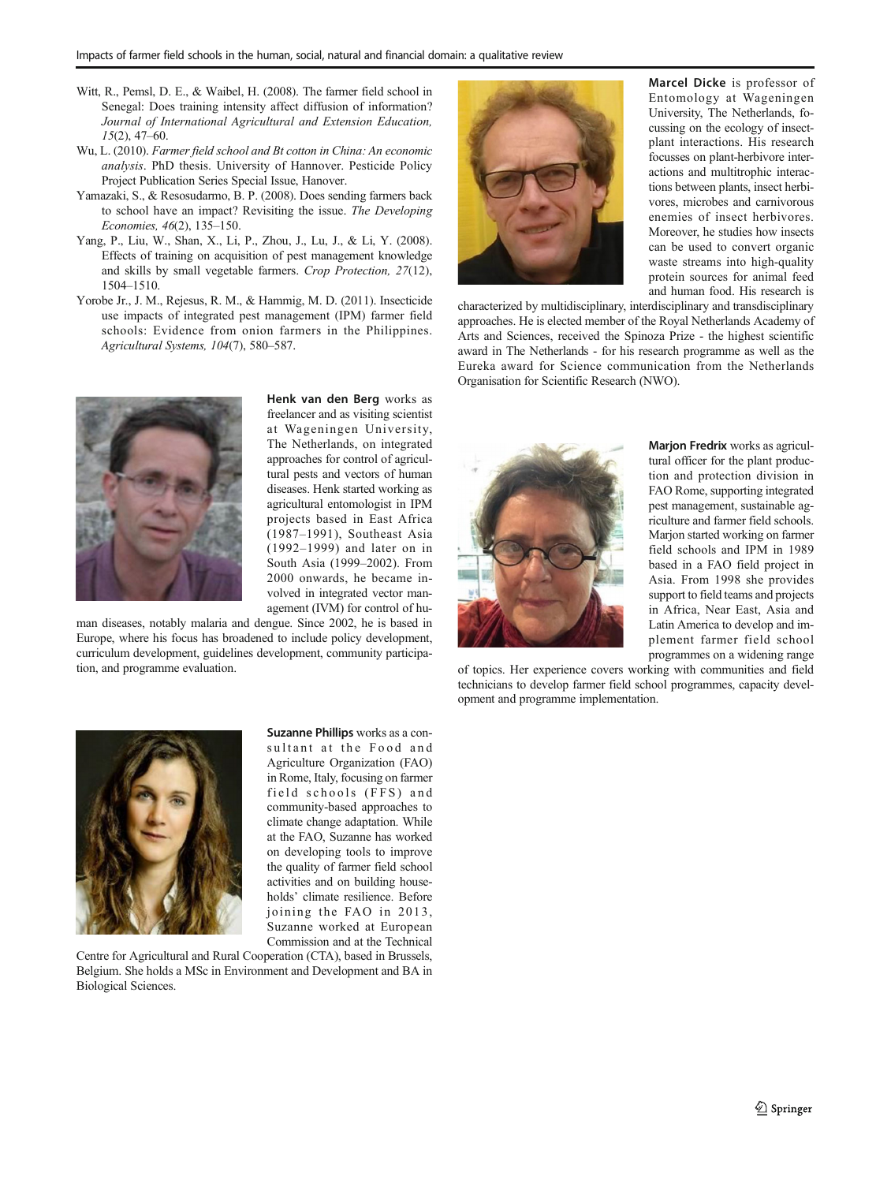Witt, R., Pemsl, D. E., & Waibel, H. (2008). The farmer field school in Senegal: Does training intensity affect diffusion of information? *Journal of International Agricultural and Extension Education, 15*(2), 47–60.

Wu, L. (2010). *Farmer field school and Bt cotton in China: An economic analysis*. PhD thesis. University of Hannover. Pesticide Policy Project Publication Series Special Issue, Hanover.

Yamazaki, S., & Resosudarmo, B. P. (2008). Does sending farmers back to school have an impact? Revisiting the issue. *The Developing Economies, 46*(2), 135–150.

Yang, P., Liu, W., Shan, X., Li, P., Zhou, J., Lu, J., & Li, Y. (2008). Effects of training on acquisition of pest management knowledge and skills by small vegetable farmers. *Crop Protection, 27*(12), 1504–1510.

Yorobe Jr., J. M., Rejesus, R. M., & Hammig, M. D. (2011). Insecticide use impacts of integrated pest management (IPM) farmer field schools: Evidence from onion farmers in the Philippines. *Agricultural Systems, 104*(7), 580–587.

**Henk van den Berg** works as freelancer and as visiting scientist at Wageningen University, The Netherlands, on integrated approaches for control of agricultural pests and vectors of human diseases. Henk started working as agricultural entomologist in IPM projects based in East Africa (1987–1991), Southeast Asia (1992–1999) and later on in South Asia (1999–2002). From 2000 onwards, he became involved in integrated vector management (IVM) for control of human diseases, notably malaria and dengue. Since 2002, he is based in Europe, where his focus has broadened to include policy development, curriculum development, guidelines development, community participation, and programme evaluation.

**Suzanne Phillips** works as a consultant at the Food and Agriculture Organization (FAO) in Rome, Italy, focusing on farmer field schools (FFS) and community-based approaches to climate change adaptation. While at the FAO, Suzanne has worked on developing tools to improve the quality of farmer field school activities and on building households' climate resilience. Before joining the FAO in 2013, Suzanne worked at European Commission and at the Technical Centre for Agricultural and Rural Cooperation (CTA), based in Brussels, Belgium. She holds a MSc in Environment and Development and BA in Biological Sciences.

**Marcel Dicke** is professor of Entomology at Wageningen University, The Netherlands, focussing on the ecology of insect-plant interactions. His research focusses on plant-herbivore interactions and multitrophic interactions between plants, insect herbivores, microbes and carnivorous enemies of insect herbivores. Moreover, he studies how insects can be used to convert organic waste streams into high-quality protein sources for animal feed and human food. His research is characterized by multidisciplinary, interdisciplinary and transdisciplinary approaches. He is elected member of the Royal Netherlands Academy of Arts and Sciences, received the Spinoza Prize - the highest scientific award in The Netherlands - for his research programme as well as the Eureka award for Science communication from the Netherlands Organisation for Scientific Research (NWO).

**Marjon Fredrix** works as agricultural officer for the plant production and protection division in FAO Rome, supporting integrated pest management, sustainable agriculture and farmer field schools. Marjon started working on farmer field schools and IPM in 1989 based in a FAO field project in Asia. From 1998 she provides support to field teams and projects in Africa, Near East, Asia and Latin America to develop and implement farmer field school programmes on a widening range of topics. Her experience covers working with communities and field technicians to develop farmer field school programmes, capacity development and programme implementation.